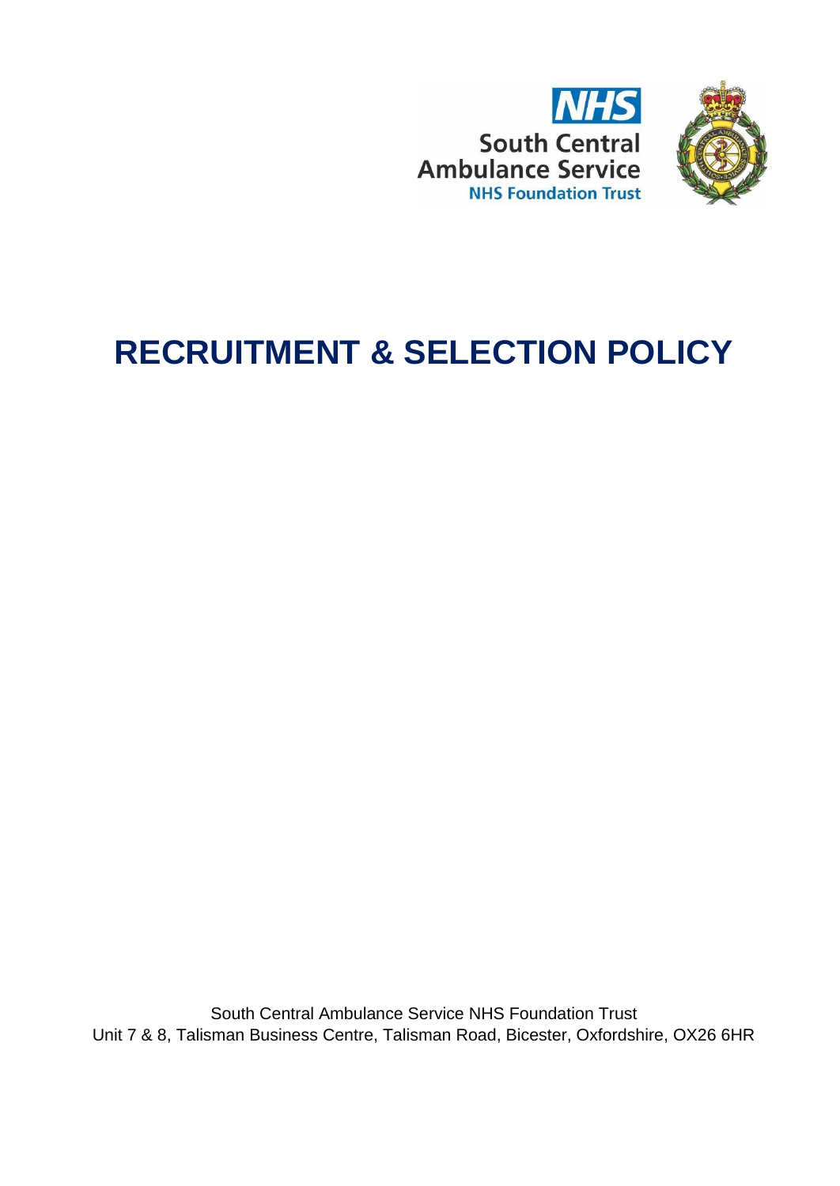NHS

South Central Ambulance Service

NHS Foundation Trust

# RECRUITMENT & SELECTION POLICY

South Central Ambulance Service NHS Foundation Trust
Unit 7 & 8, Talisman Business Centre, Talisman Road, Bicester, Oxfordshire, OX26 6HR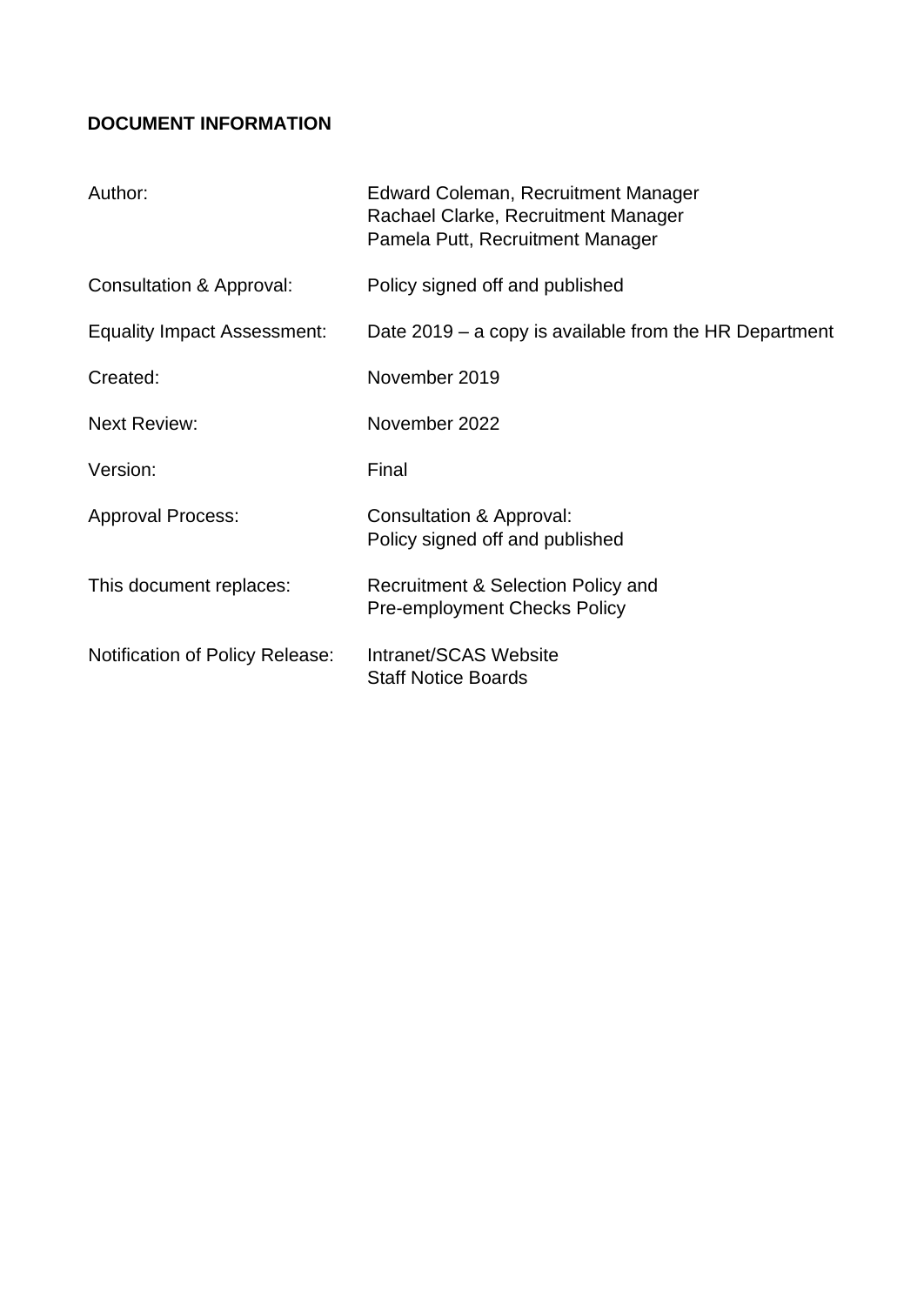**DOCUMENT INFORMATION**

| | |
|---|---|
| Author: | Edward Coleman, Recruitment Manager<br>Rachael Clarke, Recruitment Manager<br>Pamela Putt, Recruitment Manager |
| Consultation & Approval: | Policy signed off and published |
| Equality Impact Assessment: | Date 2019 – a copy is available from the HR Department |
| Created: | November 2019 |
| Next Review: | November 2022 |
| Version: | Final |
| Approval Process: | Consultation & Approval:<br>Policy signed off and published |
| This document replaces: | Recruitment & Selection Policy and<br>Pre-employment Checks Policy |
| Notification of Policy Release: | Intranet/SCAS Website<br>Staff Notice Boards |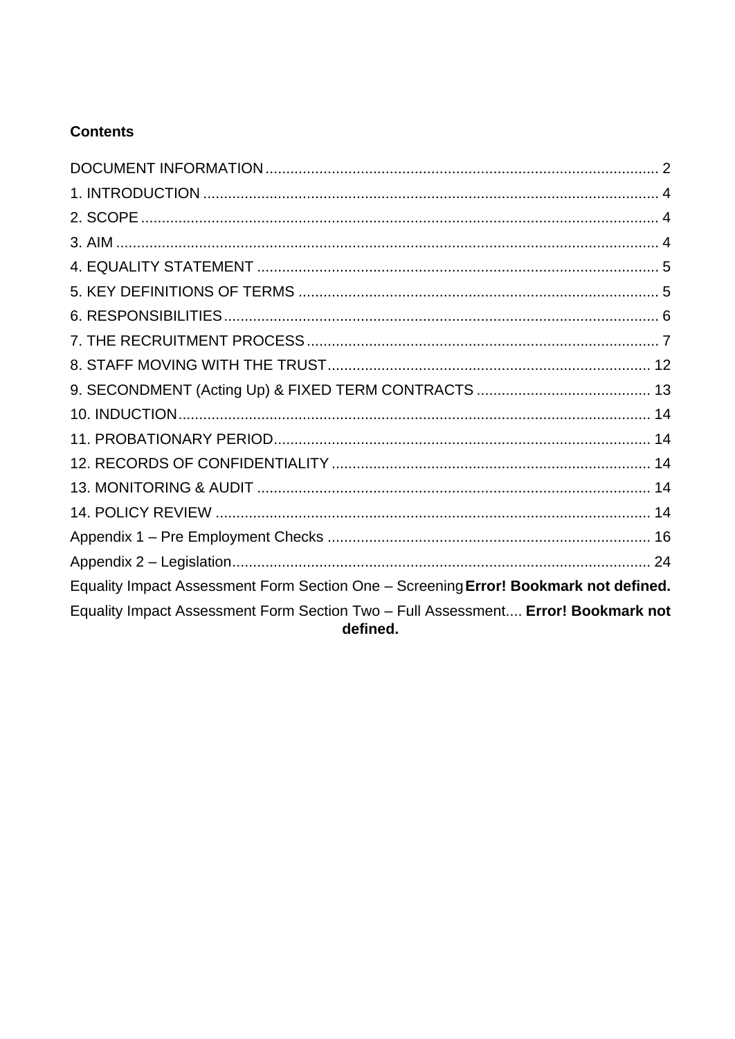**Contents**

DOCUMENT INFORMATION ............................................................................................ 2
1. INTRODUCTION ........................................................................................................... 4
2. SCOPE .......................................................................................................................... 4
3. AIM ................................................................................................................................ 4
4. EQUALITY STATEMENT ............................................................................................... 5
5. KEY DEFINITIONS OF TERMS ...................................................................................... 5
6. RESPONSIBILITIES ........................................................................................................ 6
7. THE RECRUITMENT PROCESS .................................................................................... 7
8. STAFF MOVING WITH THE TRUST ............................................................................ 12
9. SECONDMENT (Acting Up) & FIXED TERM CONTRACTS ......................................... 13
10. INDUCTION ................................................................................................................ 14
11. PROBATIONARY PERIOD .......................................................................................... 14
12. RECORDS OF CONFIDENTIALITY ............................................................................ 14
13. MONITORING & AUDIT .............................................................................................. 14
14. POLICY REVIEW ........................................................................................................ 14
Appendix 1 – Pre Employment Checks ............................................................................ 16
Appendix 2 – Legislation .................................................................................................. 24
Equality Impact Assessment Form Section One – Screening **Error! Bookmark not defined.**
Equality Impact Assessment Form Section Two – Full Assessment.... **Error! Bookmark not defined.**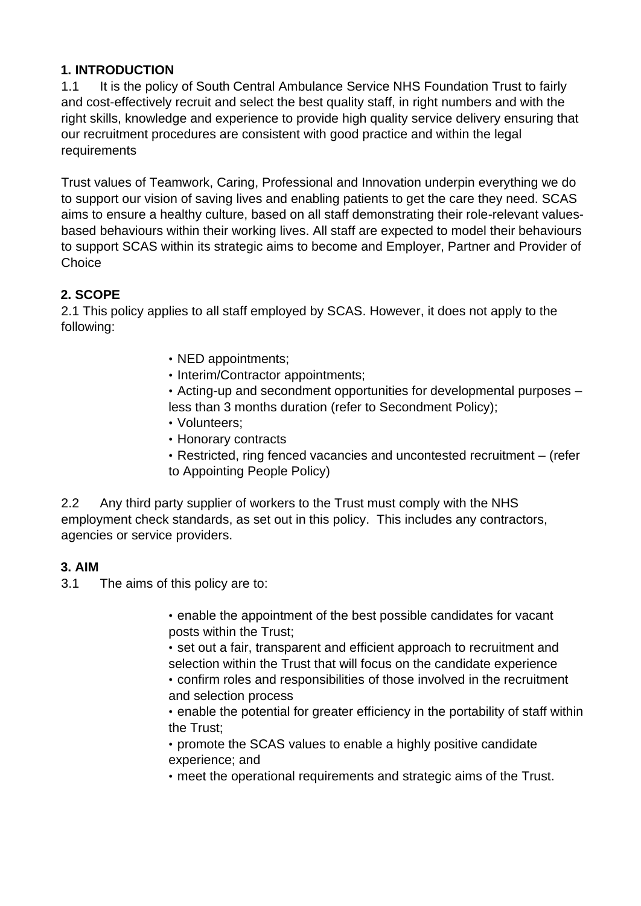## 1. INTRODUCTION

1.1 It is the policy of South Central Ambulance Service NHS Foundation Trust to fairly and cost-effectively recruit and select the best quality staff, in right numbers and with the right skills, knowledge and experience to provide high quality service delivery ensuring that our recruitment procedures are consistent with good practice and within the legal requirements

Trust values of Teamwork, Caring, Professional and Innovation underpin everything we do to support our vision of saving lives and enabling patients to get the care they need. SCAS aims to ensure a healthy culture, based on all staff demonstrating their role-relevant values-based behaviours within their working lives. All staff are expected to model their behaviours to support SCAS within its strategic aims to become and Employer, Partner and Provider of Choice

## 2. SCOPE

2.1 This policy applies to all staff employed by SCAS. However, it does not apply to the following:

- NED appointments;
- Interim/Contractor appointments;
- Acting-up and secondment opportunities for developmental purposes – less than 3 months duration (refer to Secondment Policy);
- Volunteers;
- Honorary contracts
- Restricted, ring fenced vacancies and uncontested recruitment – (refer to Appointing People Policy)

2.2 Any third party supplier of workers to the Trust must comply with the NHS employment check standards, as set out in this policy. This includes any contractors, agencies or service providers.

## 3. AIM

3.1 The aims of this policy are to:

- enable the appointment of the best possible candidates for vacant posts within the Trust;
- set out a fair, transparent and efficient approach to recruitment and selection within the Trust that will focus on the candidate experience
- confirm roles and responsibilities of those involved in the recruitment and selection process
- enable the potential for greater efficiency in the portability of staff within the Trust;
- promote the SCAS values to enable a highly positive candidate experience; and
- meet the operational requirements and strategic aims of the Trust.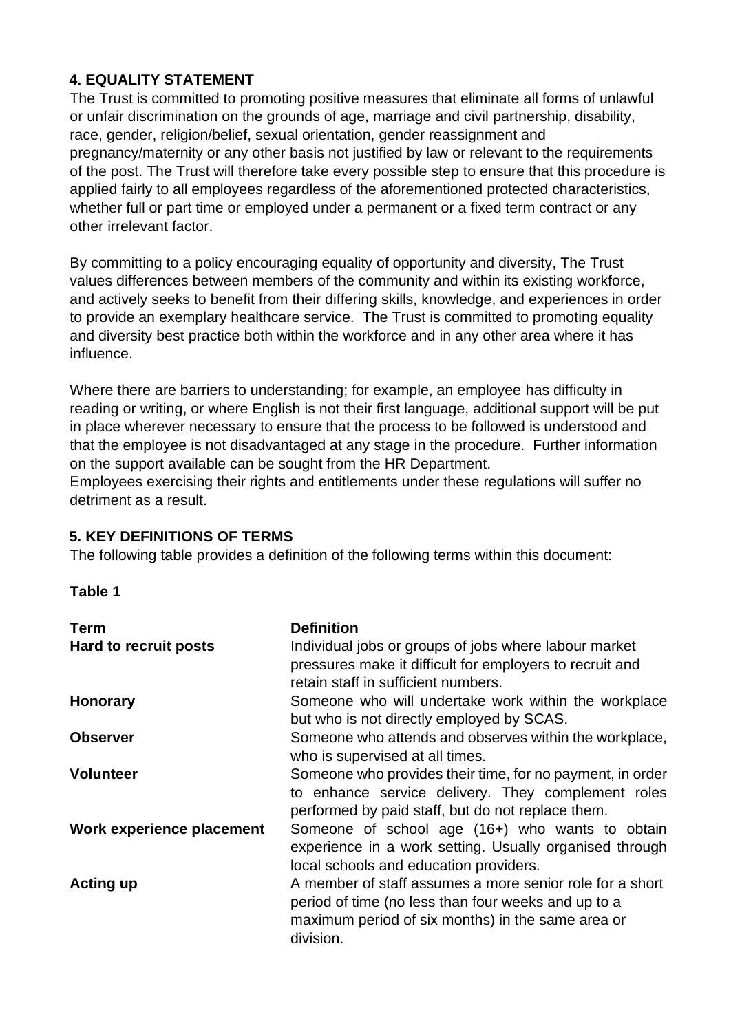## 4. EQUALITY STATEMENT

The Trust is committed to promoting positive measures that eliminate all forms of unlawful or unfair discrimination on the grounds of age, marriage and civil partnership, disability, race, gender, religion/belief, sexual orientation, gender reassignment and pregnancy/maternity or any other basis not justified by law or relevant to the requirements of the post. The Trust will therefore take every possible step to ensure that this procedure is applied fairly to all employees regardless of the aforementioned protected characteristics, whether full or part time or employed under a permanent or a fixed term contract or any other irrelevant factor.

By committing to a policy encouraging equality of opportunity and diversity, The Trust values differences between members of the community and within its existing workforce, and actively seeks to benefit from their differing skills, knowledge, and experiences in order to provide an exemplary healthcare service. The Trust is committed to promoting equality and diversity best practice both within the workforce and in any other area where it has influence.

Where there are barriers to understanding; for example, an employee has difficulty in reading or writing, or where English is not their first language, additional support will be put in place wherever necessary to ensure that the process to be followed is understood and that the employee is not disadvantaged at any stage in the procedure. Further information on the support available can be sought from the HR Department.
Employees exercising their rights and entitlements under these regulations will suffer no detriment as a result.

## 5. KEY DEFINITIONS OF TERMS

The following table provides a definition of the following terms within this document:

**Table 1**

| Term | Definition |
|---|---|
| **Hard to recruit posts** | Individual jobs or groups of jobs where labour market pressures make it difficult for employers to recruit and retain staff in sufficient numbers. |
| **Honorary** | Someone who will undertake work within the workplace but who is not directly employed by SCAS. |
| **Observer** | Someone who attends and observes within the workplace, who is supervised at all times. |
| **Volunteer** | Someone who provides their time, for no payment, in order to enhance service delivery. They complement roles performed by paid staff, but do not replace them. |
| **Work experience placement** | Someone of school age (16+) who wants to obtain experience in a work setting. Usually organised through local schools and education providers. |
| **Acting up** | A member of staff assumes a more senior role for a short period of time (no less than four weeks and up to a maximum period of six months) in the same area or division. |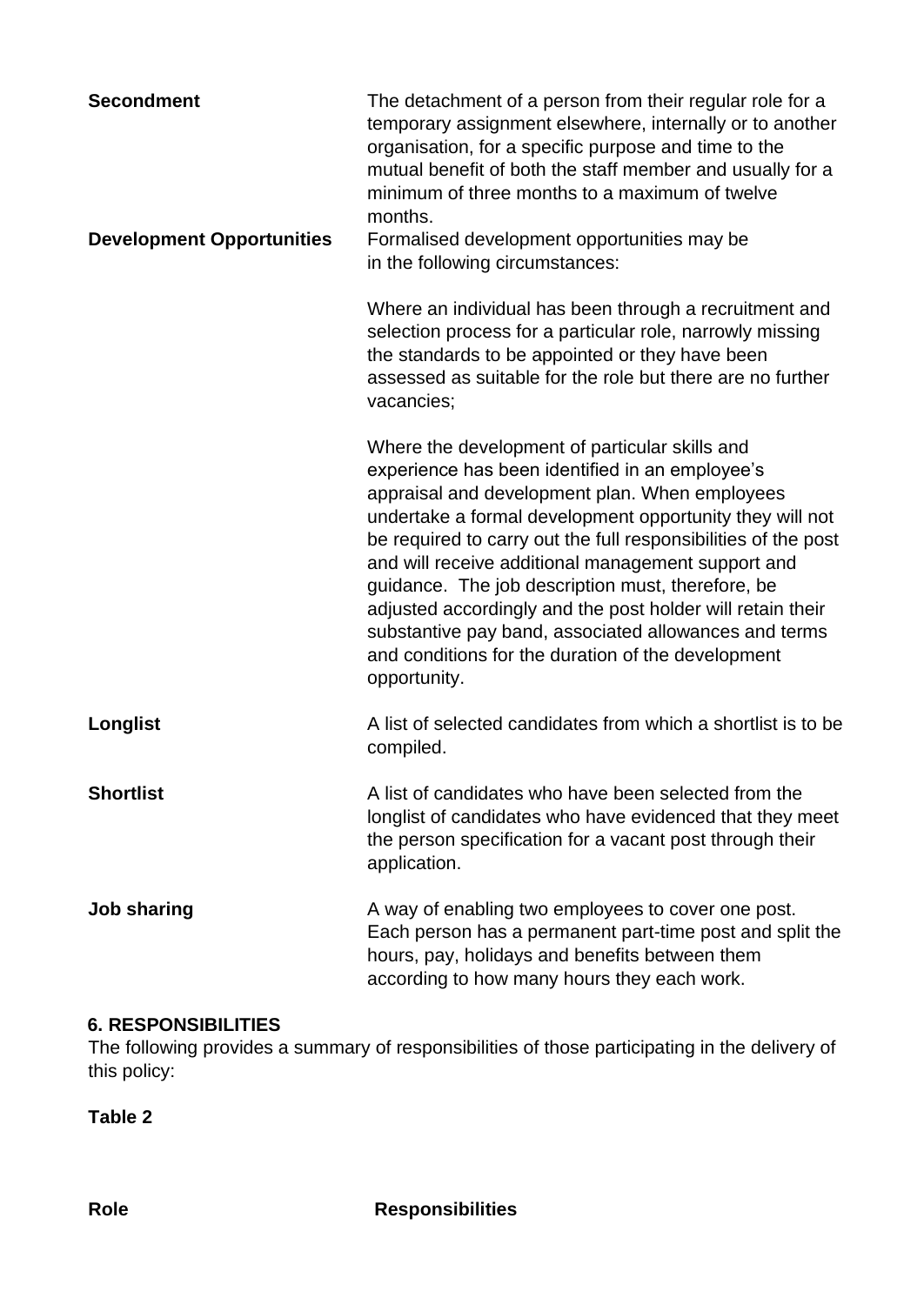| | |
|---|---|
| **Secondment** | The detachment of a person from their regular role for a temporary assignment elsewhere, internally or to another organisation, for a specific purpose and time to the mutual benefit of both the staff member and usually for a minimum of three months to a maximum of twelve months. |
| **Development Opportunities** | Formalised development opportunities may be in the following circumstances:<br><br>Where an individual has been through a recruitment and selection process for a particular role, narrowly missing the standards to be appointed or they have been assessed as suitable for the role but there are no further vacancies;<br><br>Where the development of particular skills and experience has been identified in an employee's appraisal and development plan. When employees undertake a formal development opportunity they will not be required to carry out the full responsibilities of the post and will receive additional management support and guidance. The job description must, therefore, be adjusted accordingly and the post holder will retain their substantive pay band, associated allowances and terms and conditions for the duration of the development opportunity. |
| **Longlist** | A list of selected candidates from which a shortlist is to be compiled. |
| **Shortlist** | A list of candidates who have been selected from the longlist of candidates who have evidenced that they meet the person specification for a vacant post through their application. |
| **Job sharing** | A way of enabling two employees to cover one post. Each person has a permanent part-time post and split the hours, pay, holidays and benefits between them according to how many hours they each work. |

**6. RESPONSIBILITIES**

The following provides a summary of responsibilities of those participating in the delivery of this policy:

**Table 2**

| Role | Responsibilities |
|---|---|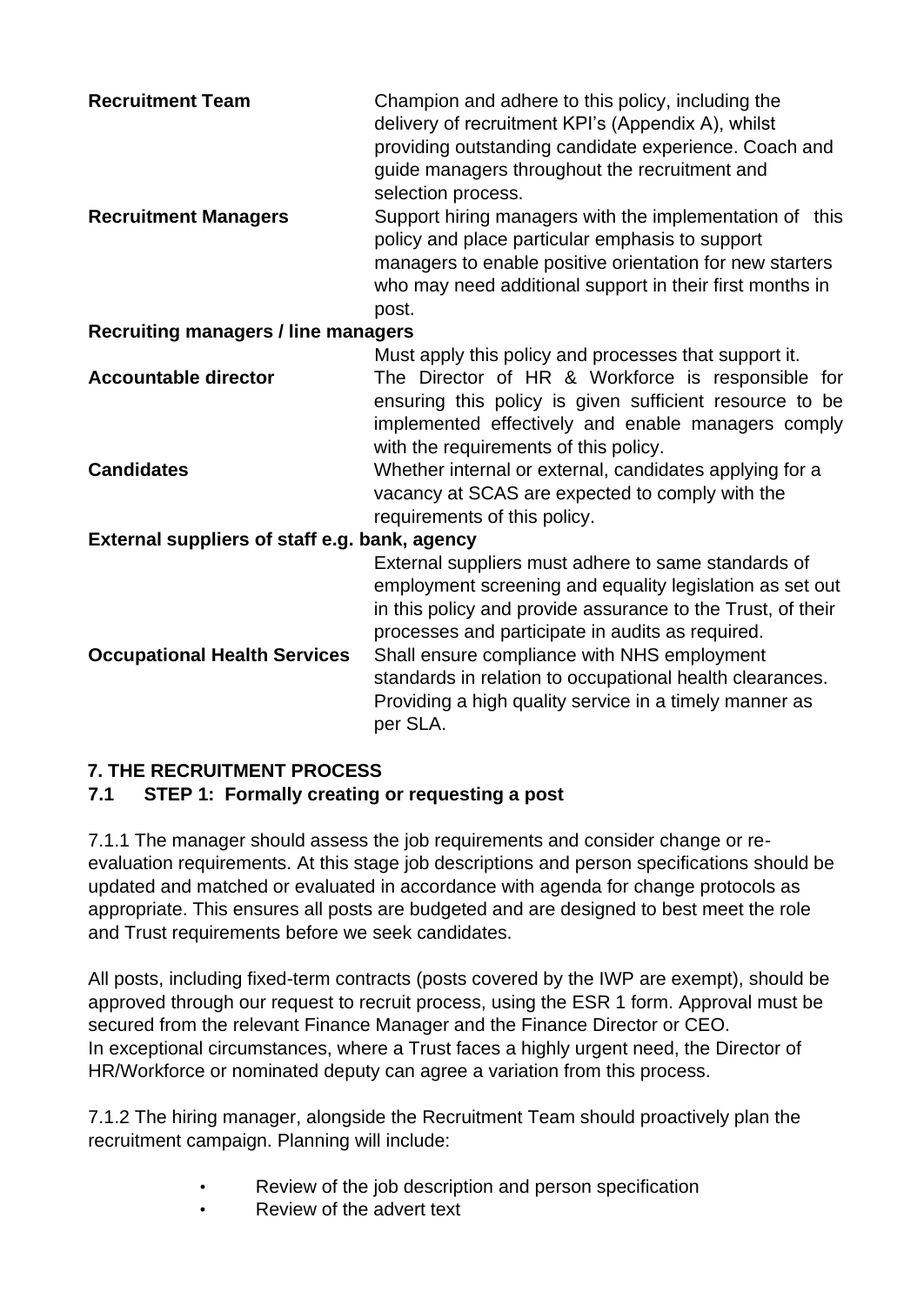| | |
|---|---|
| **Recruitment Team** | Champion and adhere to this policy, including the delivery of recruitment KPI's (Appendix A), whilst providing outstanding candidate experience. Coach and guide managers throughout the recruitment and selection process. |
| **Recruitment Managers** | Support hiring managers with the implementation of this policy and place particular emphasis to support managers to enable positive orientation for new starters who may need additional support in their first months in post. |
| **Recruiting managers / line managers** | Must apply this policy and processes that support it. |
| **Accountable director** | The Director of HR & Workforce is responsible for ensuring this policy is given sufficient resource to be implemented effectively and enable managers comply with the requirements of this policy. |
| **Candidates** | Whether internal or external, candidates applying for a vacancy at SCAS are expected to comply with the requirements of this policy. |
| **External suppliers of staff e.g. bank, agency** | External suppliers must adhere to same standards of employment screening and equality legislation as set out in this policy and provide assurance to the Trust, of their processes and participate in audits as required. |
| **Occupational Health Services** | Shall ensure compliance with NHS employment standards in relation to occupational health clearances. Providing a high quality service in a timely manner as per SLA. |

## 7. THE RECRUITMENT PROCESS

### 7.1 STEP 1: Formally creating or requesting a post

7.1.1 The manager should assess the job requirements and consider change or re-evaluation requirements. At this stage job descriptions and person specifications should be updated and matched or evaluated in accordance with agenda for change protocols as appropriate. This ensures all posts are budgeted and are designed to best meet the role and Trust requirements before we seek candidates.

All posts, including fixed-term contracts (posts covered by the IWP are exempt), should be approved through our request to recruit process, using the ESR 1 form. Approval must be secured from the relevant Finance Manager and the Finance Director or CEO.
In exceptional circumstances, where a Trust faces a highly urgent need, the Director of HR/Workforce or nominated deputy can agree a variation from this process.

7.1.2 The hiring manager, alongside the Recruitment Team should proactively plan the recruitment campaign. Planning will include:

- Review of the job description and person specification
- Review of the advert text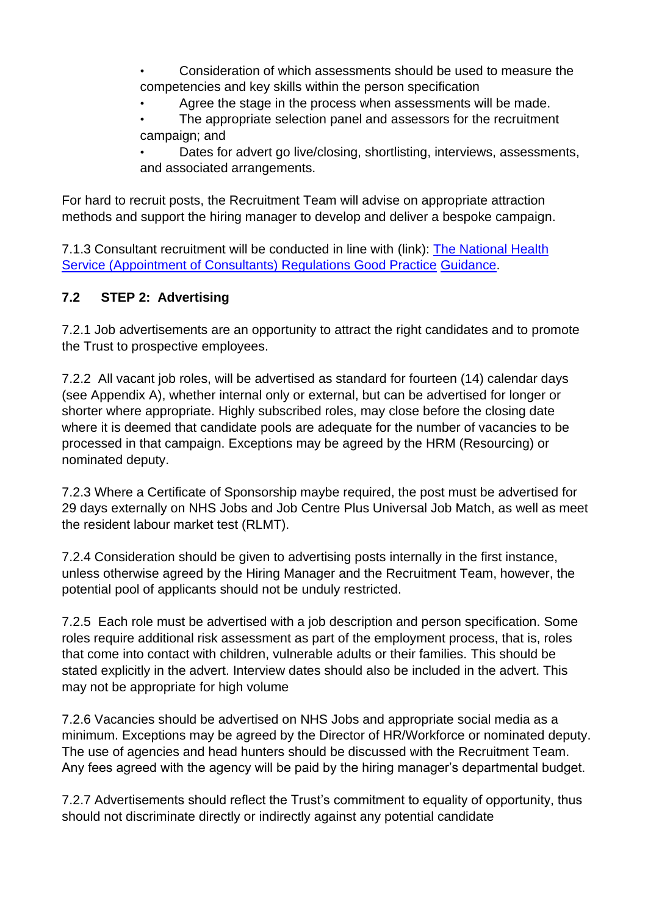- Consideration of which assessments should be used to measure the competencies and key skills within the person specification
- Agree the stage in the process when assessments will be made.
- The appropriate selection panel and assessors for the recruitment campaign; and
- Dates for advert go live/closing, shortlisting, interviews, assessments, and associated arrangements.

For hard to recruit posts, the Recruitment Team will advise on appropriate attraction methods and support the hiring manager to develop and deliver a bespoke campaign.

7.1.3 Consultant recruitment will be conducted in line with (link): The National Health Service (Appointment of Consultants) Regulations Good Practice Guidance.

### 7.2 STEP 2: Advertising

7.2.1 Job advertisements are an opportunity to attract the right candidates and to promote the Trust to prospective employees.

7.2.2 All vacant job roles, will be advertised as standard for fourteen (14) calendar days (see Appendix A), whether internal only or external, but can be advertised for longer or shorter where appropriate. Highly subscribed roles, may close before the closing date where it is deemed that candidate pools are adequate for the number of vacancies to be processed in that campaign. Exceptions may be agreed by the HRM (Resourcing) or nominated deputy.

7.2.3 Where a Certificate of Sponsorship maybe required, the post must be advertised for 29 days externally on NHS Jobs and Job Centre Plus Universal Job Match, as well as meet the resident labour market test (RLMT).

7.2.4 Consideration should be given to advertising posts internally in the first instance, unless otherwise agreed by the Hiring Manager and the Recruitment Team, however, the potential pool of applicants should not be unduly restricted.

7.2.5 Each role must be advertised with a job description and person specification. Some roles require additional risk assessment as part of the employment process, that is, roles that come into contact with children, vulnerable adults or their families. This should be stated explicitly in the advert. Interview dates should also be included in the advert. This may not be appropriate for high volume

7.2.6 Vacancies should be advertised on NHS Jobs and appropriate social media as a minimum. Exceptions may be agreed by the Director of HR/Workforce or nominated deputy. The use of agencies and head hunters should be discussed with the Recruitment Team. Any fees agreed with the agency will be paid by the hiring manager's departmental budget.

7.2.7 Advertisements should reflect the Trust's commitment to equality of opportunity, thus should not discriminate directly or indirectly against any potential candidate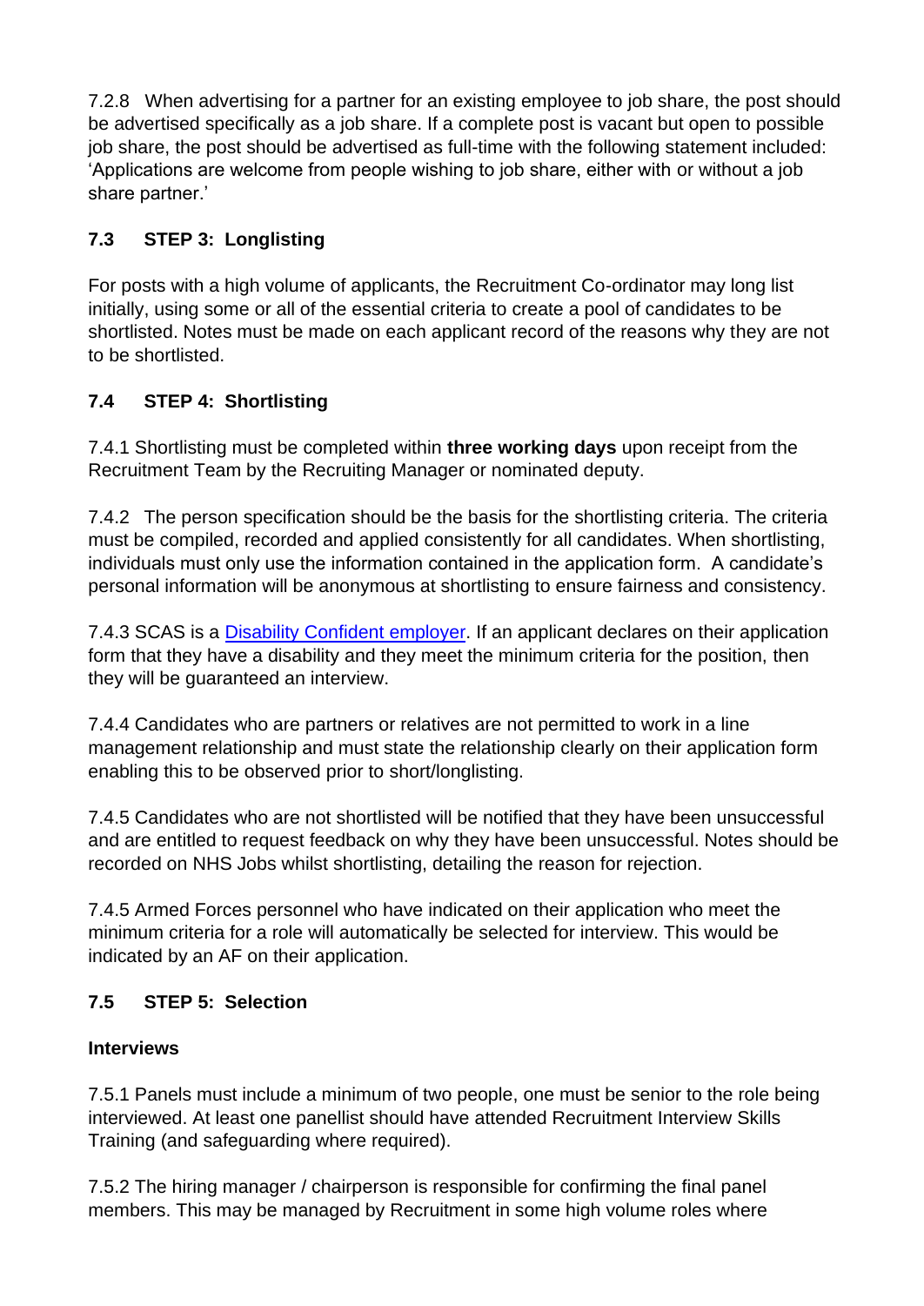7.2.8 When advertising for a partner for an existing employee to job share, the post should be advertised specifically as a job share. If a complete post is vacant but open to possible job share, the post should be advertised as full-time with the following statement included: 'Applications are welcome from people wishing to job share, either with or without a job share partner.'

### 7.3 STEP 3: Longlisting

For posts with a high volume of applicants, the Recruitment Co-ordinator may long list initially, using some or all of the essential criteria to create a pool of candidates to be shortlisted. Notes must be made on each applicant record of the reasons why they are not to be shortlisted.

### 7.4 STEP 4: Shortlisting

7.4.1 Shortlisting must be completed within **three working days** upon receipt from the Recruitment Team by the Recruiting Manager or nominated deputy.

7.4.2 The person specification should be the basis for the shortlisting criteria. The criteria must be compiled, recorded and applied consistently for all candidates. When shortlisting, individuals must only use the information contained in the application form. A candidate's personal information will be anonymous at shortlisting to ensure fairness and consistency.

7.4.3 SCAS is a Disability Confident employer. If an applicant declares on their application form that they have a disability and they meet the minimum criteria for the position, then they will be guaranteed an interview.

7.4.4 Candidates who are partners or relatives are not permitted to work in a line management relationship and must state the relationship clearly on their application form enabling this to be observed prior to short/longlisting.

7.4.5 Candidates who are not shortlisted will be notified that they have been unsuccessful and are entitled to request feedback on why they have been unsuccessful. Notes should be recorded on NHS Jobs whilst shortlisting, detailing the reason for rejection.

7.4.5 Armed Forces personnel who have indicated on their application who meet the minimum criteria for a role will automatically be selected for interview. This would be indicated by an AF on their application.

### 7.5 STEP 5: Selection

**Interviews**

7.5.1 Panels must include a minimum of two people, one must be senior to the role being interviewed. At least one panellist should have attended Recruitment Interview Skills Training (and safeguarding where required).

7.5.2 The hiring manager / chairperson is responsible for confirming the final panel members. This may be managed by Recruitment in some high volume roles where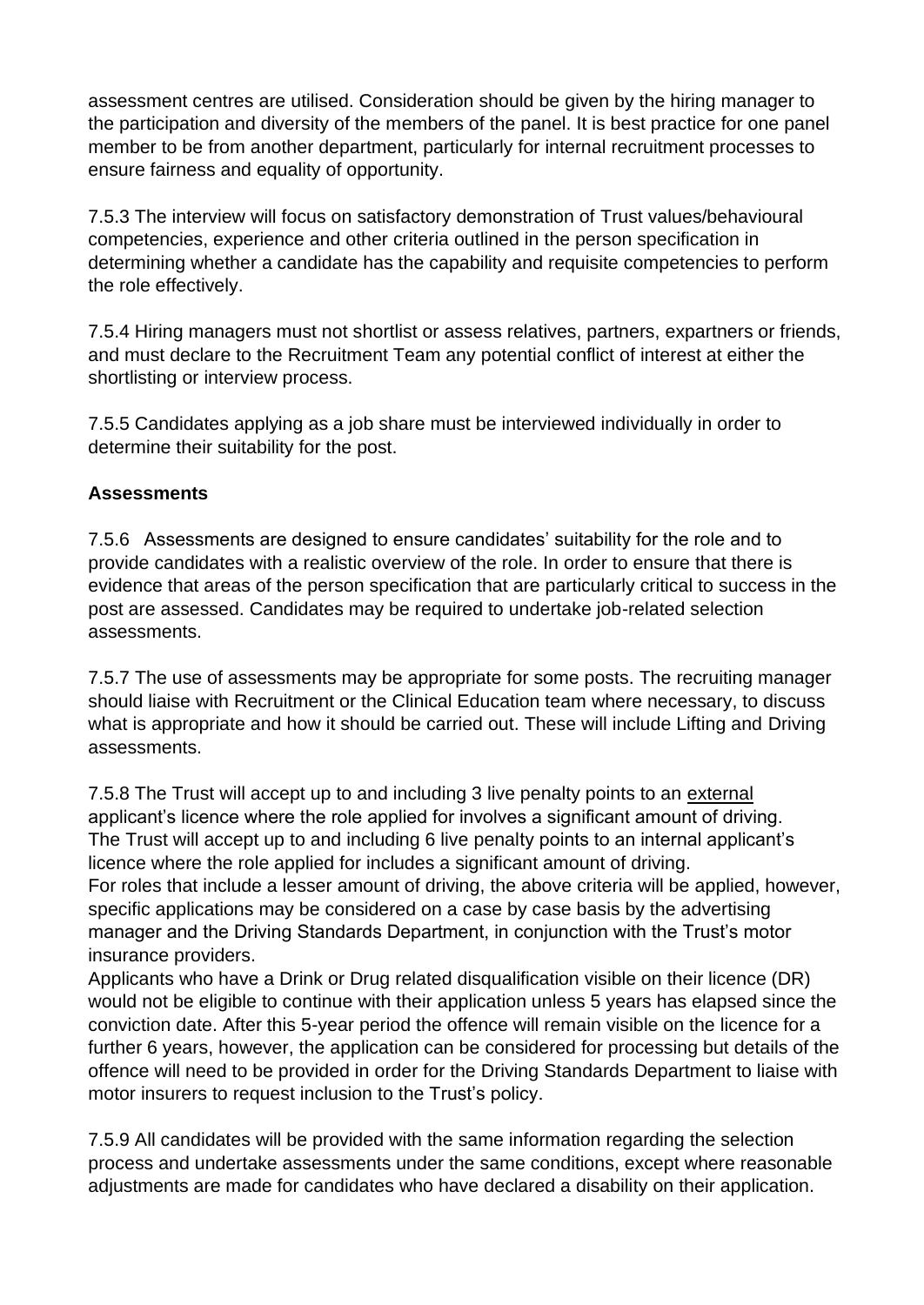assessment centres are utilised. Consideration should be given by the hiring manager to the participation and diversity of the members of the panel. It is best practice for one panel member to be from another department, particularly for internal recruitment processes to ensure fairness and equality of opportunity.

7.5.3 The interview will focus on satisfactory demonstration of Trust values/behavioural competencies, experience and other criteria outlined in the person specification in determining whether a candidate has the capability and requisite competencies to perform the role effectively.

7.5.4 Hiring managers must not shortlist or assess relatives, partners, expartners or friends, and must declare to the Recruitment Team any potential conflict of interest at either the shortlisting or interview process.

7.5.5 Candidates applying as a job share must be interviewed individually in order to determine their suitability for the post.

**Assessments**

7.5.6 Assessments are designed to ensure candidates' suitability for the role and to provide candidates with a realistic overview of the role. In order to ensure that there is evidence that areas of the person specification that are particularly critical to success in the post are assessed. Candidates may be required to undertake job-related selection assessments.

7.5.7 The use of assessments may be appropriate for some posts. The recruiting manager should liaise with Recruitment or the Clinical Education team where necessary, to discuss what is appropriate and how it should be carried out. These will include Lifting and Driving assessments.

7.5.8 The Trust will accept up to and including 3 live penalty points to an external applicant's licence where the role applied for involves a significant amount of driving. The Trust will accept up to and including 6 live penalty points to an internal applicant's licence where the role applied for includes a significant amount of driving.
For roles that include a lesser amount of driving, the above criteria will be applied, however, specific applications may be considered on a case by case basis by the advertising manager and the Driving Standards Department, in conjunction with the Trust's motor insurance providers.
Applicants who have a Drink or Drug related disqualification visible on their licence (DR) would not be eligible to continue with their application unless 5 years has elapsed since the conviction date. After this 5-year period the offence will remain visible on the licence for a further 6 years, however, the application can be considered for processing but details of the offence will need to be provided in order for the Driving Standards Department to liaise with motor insurers to request inclusion to the Trust's policy.

7.5.9 All candidates will be provided with the same information regarding the selection process and undertake assessments under the same conditions, except where reasonable adjustments are made for candidates who have declared a disability on their application.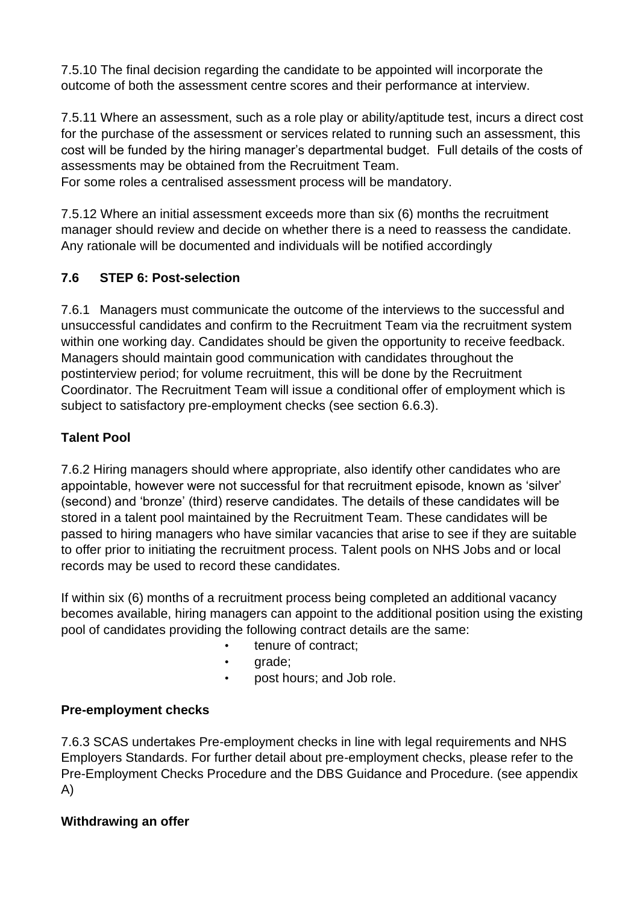7.5.10 The final decision regarding the candidate to be appointed will incorporate the outcome of both the assessment centre scores and their performance at interview.

7.5.11 Where an assessment, such as a role play or ability/aptitude test, incurs a direct cost for the purchase of the assessment or services related to running such an assessment, this cost will be funded by the hiring manager's departmental budget. Full details of the costs of assessments may be obtained from the Recruitment Team.
For some roles a centralised assessment process will be mandatory.

7.5.12 Where an initial assessment exceeds more than six (6) months the recruitment manager should review and decide on whether there is a need to reassess the candidate. Any rationale will be documented and individuals will be notified accordingly

### 7.6 STEP 6: Post-selection

7.6.1 Managers must communicate the outcome of the interviews to the successful and unsuccessful candidates and confirm to the Recruitment Team via the recruitment system within one working day. Candidates should be given the opportunity to receive feedback. Managers should maintain good communication with candidates throughout the postinterview period; for volume recruitment, this will be done by the Recruitment Coordinator. The Recruitment Team will issue a conditional offer of employment which is subject to satisfactory pre-employment checks (see section 6.6.3).

**Talent Pool**

7.6.2 Hiring managers should where appropriate, also identify other candidates who are appointable, however were not successful for that recruitment episode, known as 'silver' (second) and 'bronze' (third) reserve candidates. The details of these candidates will be stored in a talent pool maintained by the Recruitment Team. These candidates will be passed to hiring managers who have similar vacancies that arise to see if they are suitable to offer prior to initiating the recruitment process. Talent pools on NHS Jobs and or local records may be used to record these candidates.

If within six (6) months of a recruitment process being completed an additional vacancy becomes available, hiring managers can appoint to the additional position using the existing pool of candidates providing the following contract details are the same:

- tenure of contract;
- grade;
- post hours; and Job role.

**Pre-employment checks**

7.6.3 SCAS undertakes Pre-employment checks in line with legal requirements and NHS Employers Standards. For further detail about pre-employment checks, please refer to the Pre-Employment Checks Procedure and the DBS Guidance and Procedure. (see appendix A)

**Withdrawing an offer**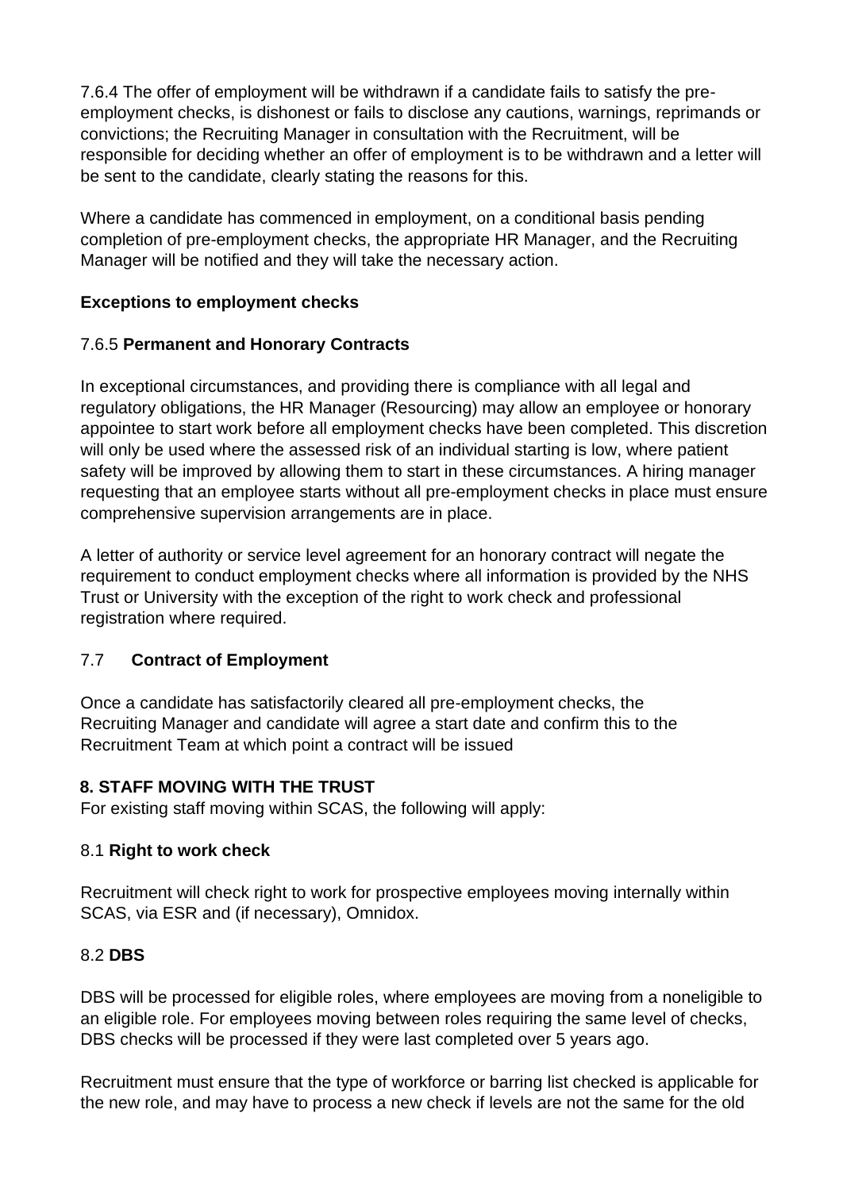7.6.4 The offer of employment will be withdrawn if a candidate fails to satisfy the pre-employment checks, is dishonest or fails to disclose any cautions, warnings, reprimands or convictions; the Recruiting Manager in consultation with the Recruitment, will be responsible for deciding whether an offer of employment is to be withdrawn and a letter will be sent to the candidate, clearly stating the reasons for this.

Where a candidate has commenced in employment, on a conditional basis pending completion of pre-employment checks, the appropriate HR Manager, and the Recruiting Manager will be notified and they will take the necessary action.

**Exceptions to employment checks**

7.6.5 **Permanent and Honorary Contracts**

In exceptional circumstances, and providing there is compliance with all legal and regulatory obligations, the HR Manager (Resourcing) may allow an employee or honorary appointee to start work before all employment checks have been completed. This discretion will only be used where the assessed risk of an individual starting is low, where patient safety will be improved by allowing them to start in these circumstances. A hiring manager requesting that an employee starts without all pre-employment checks in place must ensure comprehensive supervision arrangements are in place.

A letter of authority or service level agreement for an honorary contract will negate the requirement to conduct employment checks where all information is provided by the NHS Trust or University with the exception of the right to work check and professional registration where required.

## 7.7 Contract of Employment

Once a candidate has satisfactorily cleared all pre-employment checks, the Recruiting Manager and candidate will agree a start date and confirm this to the Recruitment Team at which point a contract will be issued

## 8. STAFF MOVING WITH THE TRUST

For existing staff moving within SCAS, the following will apply:

### 8.1 Right to work check

Recruitment will check right to work for prospective employees moving internally within SCAS, via ESR and (if necessary), Omnidox.

### 8.2 DBS

DBS will be processed for eligible roles, where employees are moving from a noneligible to an eligible role. For employees moving between roles requiring the same level of checks, DBS checks will be processed if they were last completed over 5 years ago.

Recruitment must ensure that the type of workforce or barring list checked is applicable for the new role, and may have to process a new check if levels are not the same for the old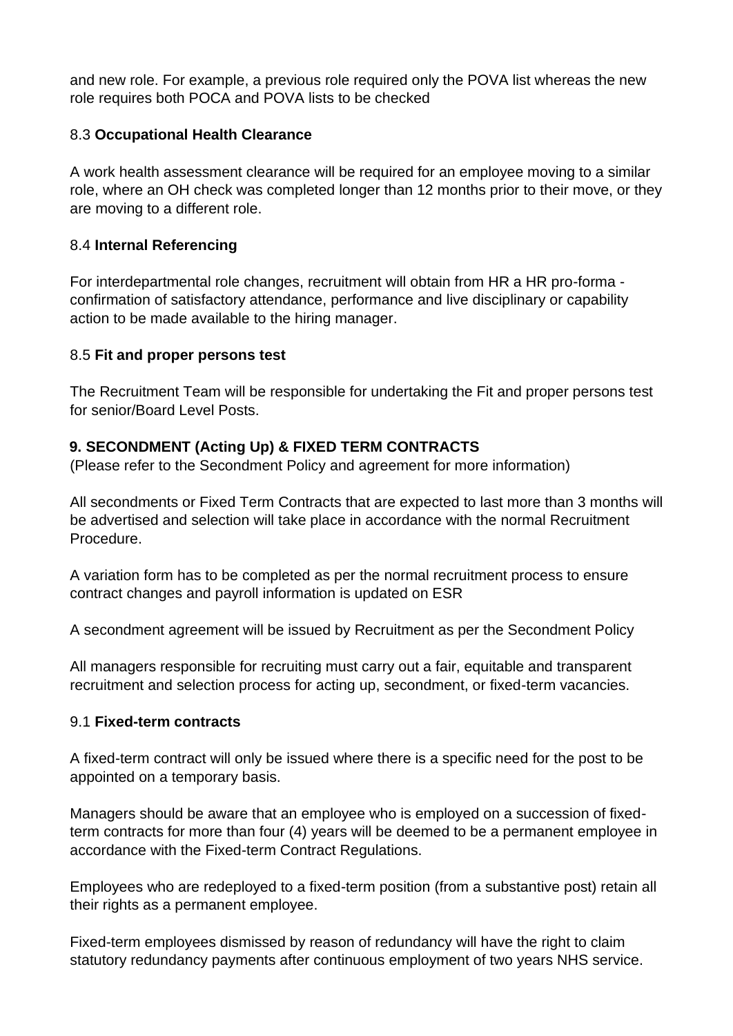and new role. For example, a previous role required only the POVA list whereas the new role requires both POCA and POVA lists to be checked

### 8.3 **Occupational Health Clearance**

A work health assessment clearance will be required for an employee moving to a similar role, where an OH check was completed longer than 12 months prior to their move, or they are moving to a different role.

### 8.4 **Internal Referencing**

For interdepartmental role changes, recruitment will obtain from HR a HR pro-forma - confirmation of satisfactory attendance, performance and live disciplinary or capability action to be made available to the hiring manager.

### 8.5 **Fit and proper persons test**

The Recruitment Team will be responsible for undertaking the Fit and proper persons test for senior/Board Level Posts.

## 9. SECONDMENT (Acting Up) & FIXED TERM CONTRACTS

(Please refer to the Secondment Policy and agreement for more information)

All secondments or Fixed Term Contracts that are expected to last more than 3 months will be advertised and selection will take place in accordance with the normal Recruitment Procedure.

A variation form has to be completed as per the normal recruitment process to ensure contract changes and payroll information is updated on ESR

A secondment agreement will be issued by Recruitment as per the Secondment Policy

All managers responsible for recruiting must carry out a fair, equitable and transparent recruitment and selection process for acting up, secondment, or fixed-term vacancies.

### 9.1 **Fixed-term contracts**

A fixed-term contract will only be issued where there is a specific need for the post to be appointed on a temporary basis.

Managers should be aware that an employee who is employed on a succession of fixed-term contracts for more than four (4) years will be deemed to be a permanent employee in accordance with the Fixed-term Contract Regulations.

Employees who are redeployed to a fixed-term position (from a substantive post) retain all their rights as a permanent employee.

Fixed-term employees dismissed by reason of redundancy will have the right to claim statutory redundancy payments after continuous employment of two years NHS service.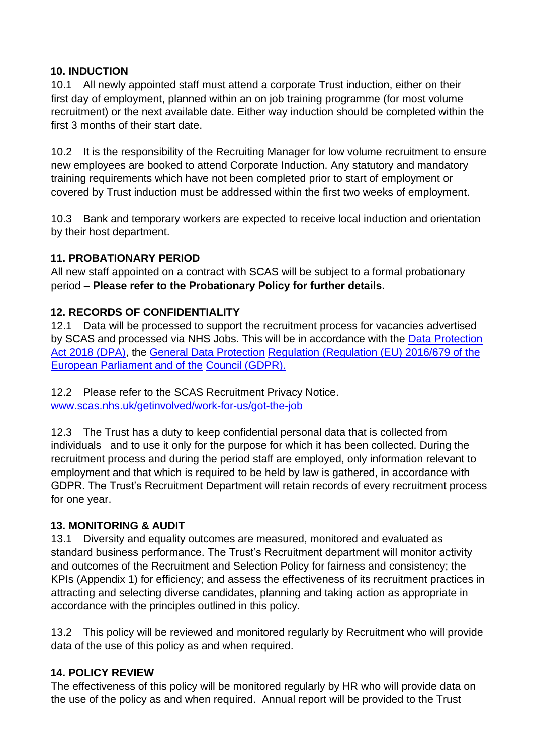## 10. INDUCTION

10.1 All newly appointed staff must attend a corporate Trust induction, either on their first day of employment, planned within an on job training programme (for most volume recruitment) or the next available date. Either way induction should be completed within the first 3 months of their start date.

10.2 It is the responsibility of the Recruiting Manager for low volume recruitment to ensure new employees are booked to attend Corporate Induction. Any statutory and mandatory training requirements which have not been completed prior to start of employment or covered by Trust induction must be addressed within the first two weeks of employment.

10.3 Bank and temporary workers are expected to receive local induction and orientation by their host department.

## 11. PROBATIONARY PERIOD

All new staff appointed on a contract with SCAS will be subject to a formal probationary period – **Please refer to the Probationary Policy for further details.**

## 12. RECORDS OF CONFIDENTIALITY

12.1 Data will be processed to support the recruitment process for vacancies advertised by SCAS and processed via NHS Jobs. This will be in accordance with the Data Protection Act 2018 (DPA), the General Data Protection Regulation (Regulation (EU) 2016/679 of the European Parliament and of the Council (GDPR).

12.2 Please refer to the SCAS Recruitment Privacy Notice. www.scas.nhs.uk/getinvolved/work-for-us/got-the-job

12.3 The Trust has a duty to keep confidential personal data that is collected from individuals and to use it only for the purpose for which it has been collected. During the recruitment process and during the period staff are employed, only information relevant to employment and that which is required to be held by law is gathered, in accordance with GDPR. The Trust's Recruitment Department will retain records of every recruitment process for one year.

## 13. MONITORING & AUDIT

13.1 Diversity and equality outcomes are measured, monitored and evaluated as standard business performance. The Trust's Recruitment department will monitor activity and outcomes of the Recruitment and Selection Policy for fairness and consistency; the KPIs (Appendix 1) for efficiency; and assess the effectiveness of its recruitment practices in attracting and selecting diverse candidates, planning and taking action as appropriate in accordance with the principles outlined in this policy.

13.2 This policy will be reviewed and monitored regularly by Recruitment who will provide data of the use of this policy as and when required.

## 14. POLICY REVIEW

The effectiveness of this policy will be monitored regularly by HR who will provide data on the use of the policy as and when required. Annual report will be provided to the Trust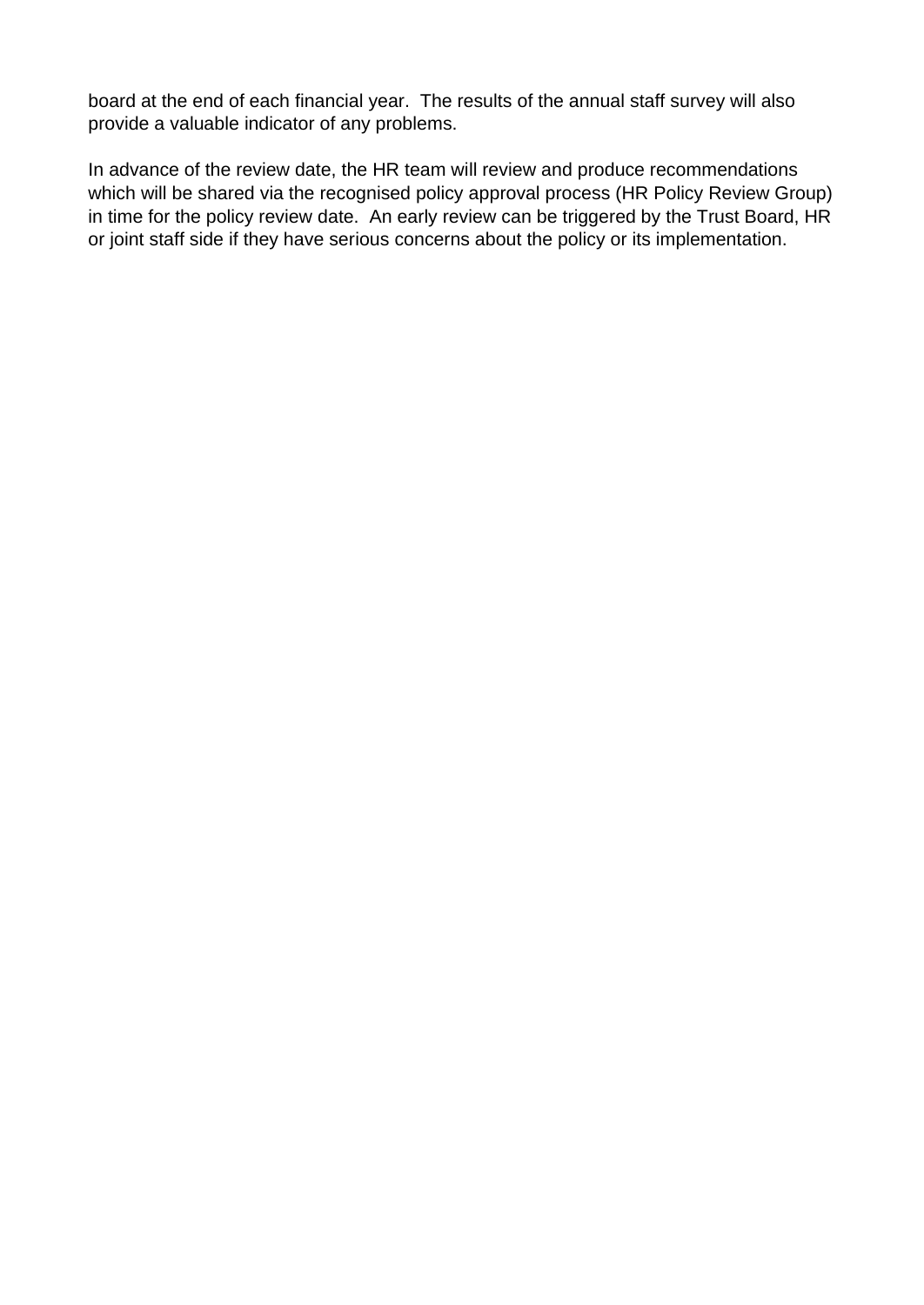board at the end of each financial year.  The results of the annual staff survey will also provide a valuable indicator of any problems.

In advance of the review date, the HR team will review and produce recommendations which will be shared via the recognised policy approval process (HR Policy Review Group) in time for the policy review date.  An early review can be triggered by the Trust Board, HR or joint staff side if they have serious concerns about the policy or its implementation.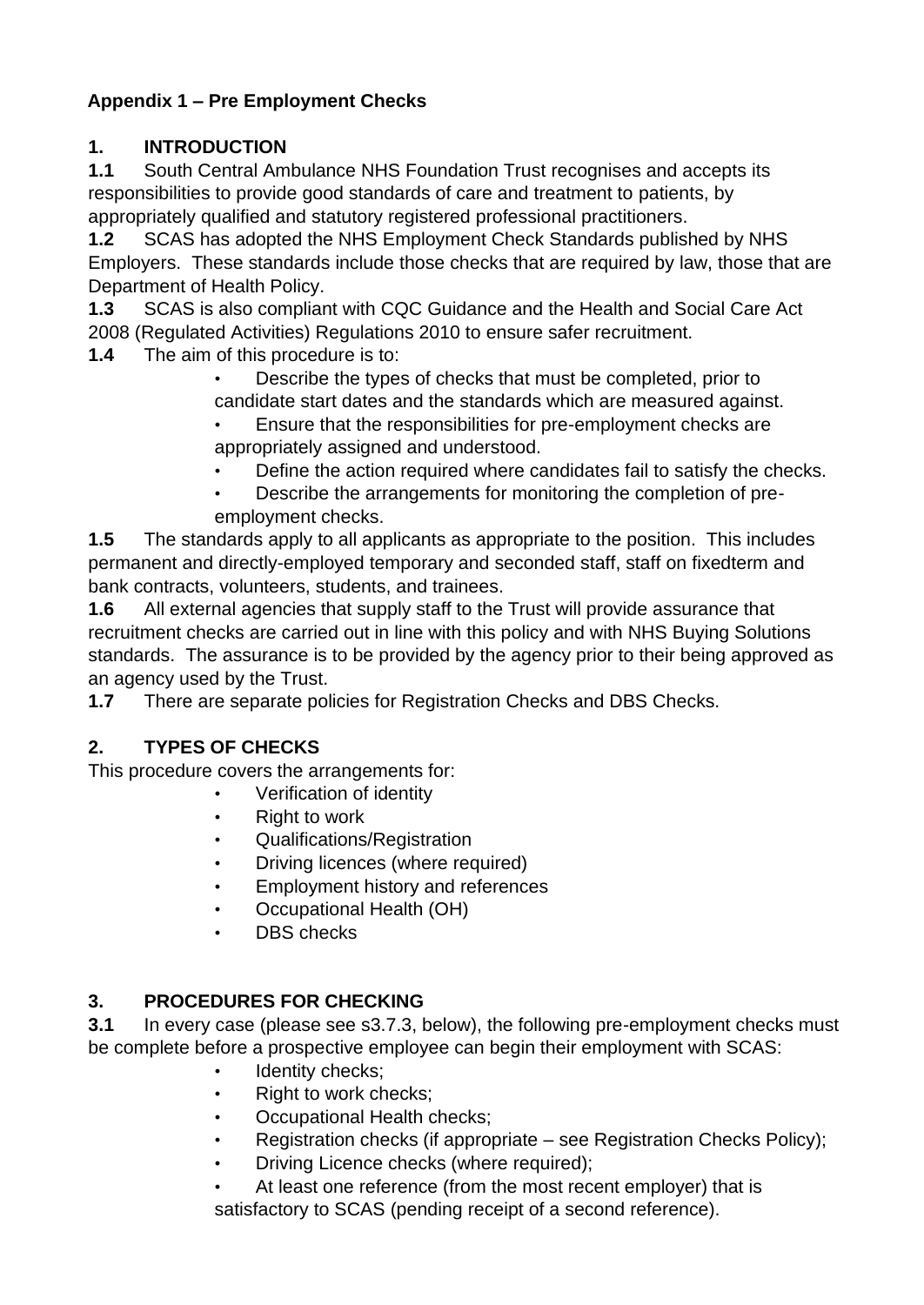**Appendix 1 – Pre Employment Checks**

## 1. INTRODUCTION

**1.1** South Central Ambulance NHS Foundation Trust recognises and accepts its responsibilities to provide good standards of care and treatment to patients, by appropriately qualified and statutory registered professional practitioners.

**1.2** SCAS has adopted the NHS Employment Check Standards published by NHS Employers. These standards include those checks that are required by law, those that are Department of Health Policy.

**1.3** SCAS is also compliant with CQC Guidance and the Health and Social Care Act 2008 (Regulated Activities) Regulations 2010 to ensure safer recruitment.

**1.4** The aim of this procedure is to:

- Describe the types of checks that must be completed, prior to candidate start dates and the standards which are measured against.
- Ensure that the responsibilities for pre-employment checks are appropriately assigned and understood.
- Define the action required where candidates fail to satisfy the checks.
- Describe the arrangements for monitoring the completion of pre-employment checks.

**1.5** The standards apply to all applicants as appropriate to the position. This includes permanent and directly-employed temporary and seconded staff, staff on fixedterm and bank contracts, volunteers, students, and trainees.

**1.6** All external agencies that supply staff to the Trust will provide assurance that recruitment checks are carried out in line with this policy and with NHS Buying Solutions standards. The assurance is to be provided by the agency prior to their being approved as an agency used by the Trust.

**1.7** There are separate policies for Registration Checks and DBS Checks.

## 2. TYPES OF CHECKS

This procedure covers the arrangements for:

- Verification of identity
- Right to work
- Qualifications/Registration
- Driving licences (where required)
- Employment history and references
- Occupational Health (OH)
- DBS checks

## 3. PROCEDURES FOR CHECKING

**3.1** In every case (please see s3.7.3, below), the following pre-employment checks must be complete before a prospective employee can begin their employment with SCAS:

- Identity checks;
- Right to work checks;
- Occupational Health checks;
- Registration checks (if appropriate – see Registration Checks Policy);
- Driving Licence checks (where required);
- At least one reference (from the most recent employer) that is satisfactory to SCAS (pending receipt of a second reference).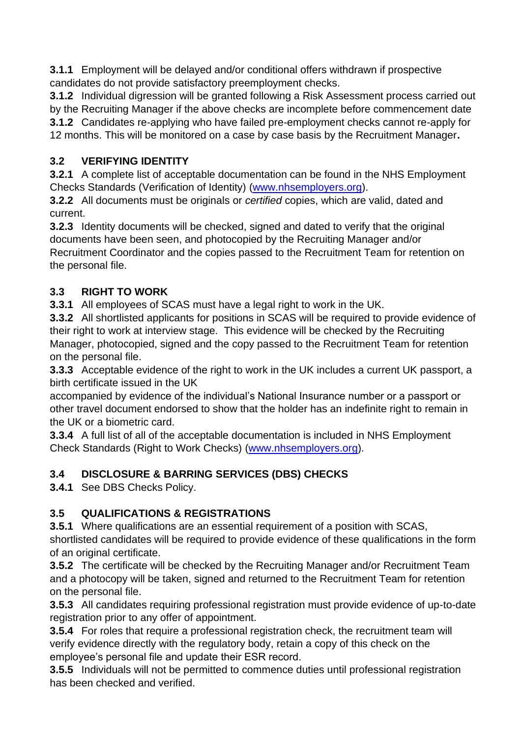**3.1.1** Employment will be delayed and/or conditional offers withdrawn if prospective candidates do not provide satisfactory preemployment checks.
**3.1.2** Individual digression will be granted following a Risk Assessment process carried out by the Recruiting Manager if the above checks are incomplete before commencement date
**3.1.2** Candidates re-applying who have failed pre-employment checks cannot re-apply for 12 months. This will be monitored on a case by case basis by the Recruitment Manager**.**

### 3.2 VERIFYING IDENTITY

**3.2.1** A complete list of acceptable documentation can be found in the NHS Employment Checks Standards (Verification of Identity) (www.nhsemployers.org).
**3.2.2** All documents must be originals or *certified* copies, which are valid, dated and current.
**3.2.3** Identity documents will be checked, signed and dated to verify that the original documents have been seen, and photocopied by the Recruiting Manager and/or Recruitment Coordinator and the copies passed to the Recruitment Team for retention on the personal file.

### 3.3 RIGHT TO WORK

**3.3.1** All employees of SCAS must have a legal right to work in the UK.
**3.3.2** All shortlisted applicants for positions in SCAS will be required to provide evidence of their right to work at interview stage. This evidence will be checked by the Recruiting Manager, photocopied, signed and the copy passed to the Recruitment Team for retention on the personal file.
**3.3.3** Acceptable evidence of the right to work in the UK includes a current UK passport, a birth certificate issued in the UK accompanied by evidence of the individual's National Insurance number or a passport or other travel document endorsed to show that the holder has an indefinite right to remain in the UK or a biometric card.
**3.3.4** A full list of all of the acceptable documentation is included in NHS Employment Check Standards (Right to Work Checks) (www.nhsemployers.org).

### 3.4 DISCLOSURE & BARRING SERVICES (DBS) CHECKS

**3.4.1** See DBS Checks Policy.

### 3.5 QUALIFICATIONS & REGISTRATIONS

**3.5.1** Where qualifications are an essential requirement of a position with SCAS, shortlisted candidates will be required to provide evidence of these qualifications in the form of an original certificate.
**3.5.2** The certificate will be checked by the Recruiting Manager and/or Recruitment Team and a photocopy will be taken, signed and returned to the Recruitment Team for retention on the personal file.
**3.5.3** All candidates requiring professional registration must provide evidence of up-to-date registration prior to any offer of appointment.
**3.5.4** For roles that require a professional registration check, the recruitment team will verify evidence directly with the regulatory body, retain a copy of this check on the employee's personal file and update their ESR record.
**3.5.5** Individuals will not be permitted to commence duties until professional registration has been checked and verified.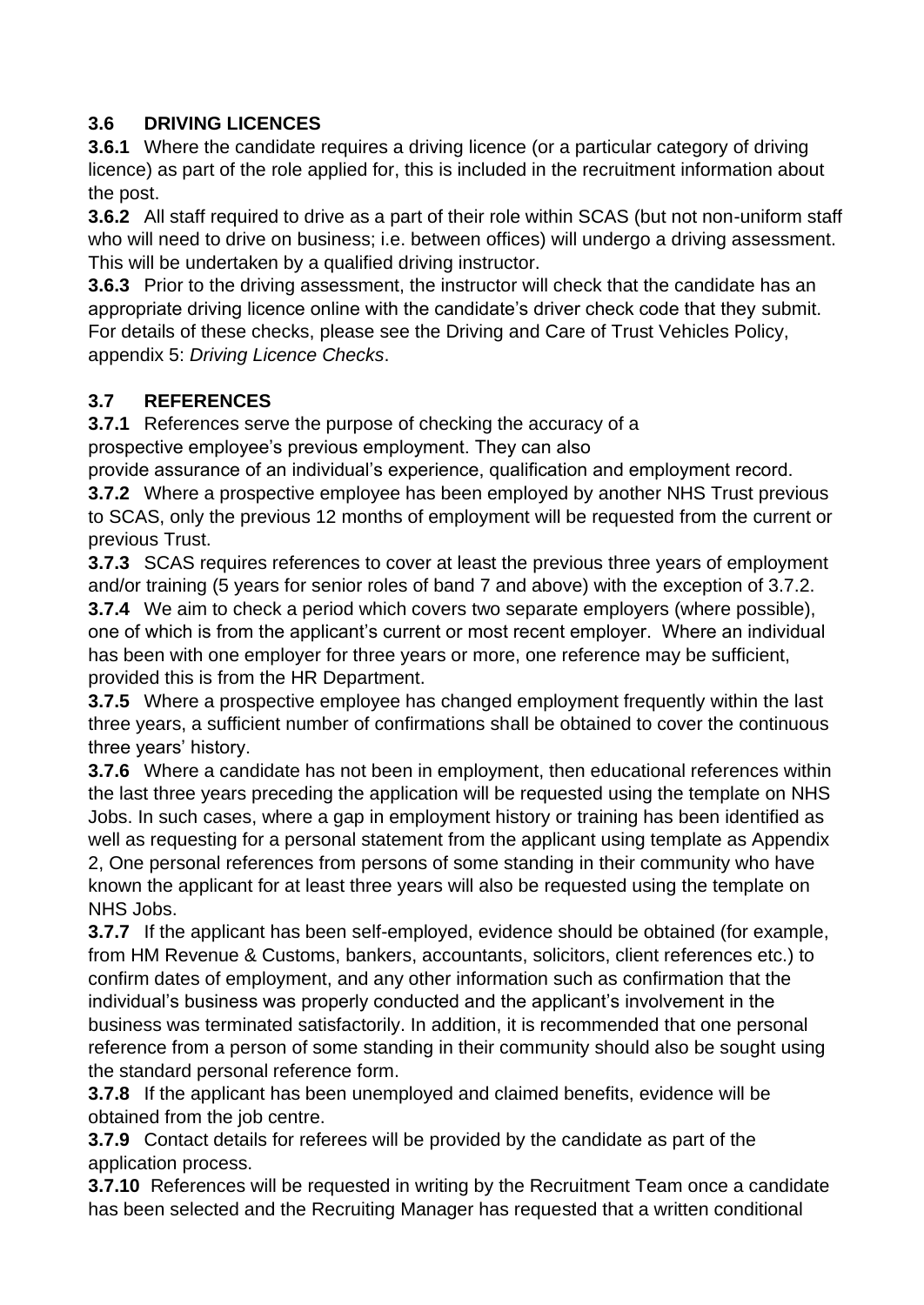## 3.6 DRIVING LICENCES

**3.6.1** Where the candidate requires a driving licence (or a particular category of driving licence) as part of the role applied for, this is included in the recruitment information about the post.

**3.6.2** All staff required to drive as a part of their role within SCAS (but not non-uniform staff who will need to drive on business; i.e. between offices) will undergo a driving assessment. This will be undertaken by a qualified driving instructor.

**3.6.3** Prior to the driving assessment, the instructor will check that the candidate has an appropriate driving licence online with the candidate's driver check code that they submit. For details of these checks, please see the Driving and Care of Trust Vehicles Policy, appendix 5: *Driving Licence Checks*.

## 3.7 REFERENCES

**3.7.1** References serve the purpose of checking the accuracy of a prospective employee's previous employment. They can also provide assurance of an individual's experience, qualification and employment record.

**3.7.2** Where a prospective employee has been employed by another NHS Trust previous to SCAS, only the previous 12 months of employment will be requested from the current or previous Trust.

**3.7.3** SCAS requires references to cover at least the previous three years of employment and/or training (5 years for senior roles of band 7 and above) with the exception of 3.7.2.

**3.7.4** We aim to check a period which covers two separate employers (where possible), one of which is from the applicant's current or most recent employer. Where an individual has been with one employer for three years or more, one reference may be sufficient, provided this is from the HR Department.

**3.7.5** Where a prospective employee has changed employment frequently within the last three years, a sufficient number of confirmations shall be obtained to cover the continuous three years' history.

**3.7.6** Where a candidate has not been in employment, then educational references within the last three years preceding the application will be requested using the template on NHS Jobs. In such cases, where a gap in employment history or training has been identified as well as requesting for a personal statement from the applicant using template as Appendix 2, One personal references from persons of some standing in their community who have known the applicant for at least three years will also be requested using the template on NHS Jobs.

**3.7.7** If the applicant has been self-employed, evidence should be obtained (for example, from HM Revenue & Customs, bankers, accountants, solicitors, client references etc.) to confirm dates of employment, and any other information such as confirmation that the individual's business was properly conducted and the applicant's involvement in the business was terminated satisfactorily. In addition, it is recommended that one personal reference from a person of some standing in their community should also be sought using the standard personal reference form.

**3.7.8** If the applicant has been unemployed and claimed benefits, evidence will be obtained from the job centre.

**3.7.9** Contact details for referees will be provided by the candidate as part of the application process.

**3.7.10** References will be requested in writing by the Recruitment Team once a candidate has been selected and the Recruiting Manager has requested that a written conditional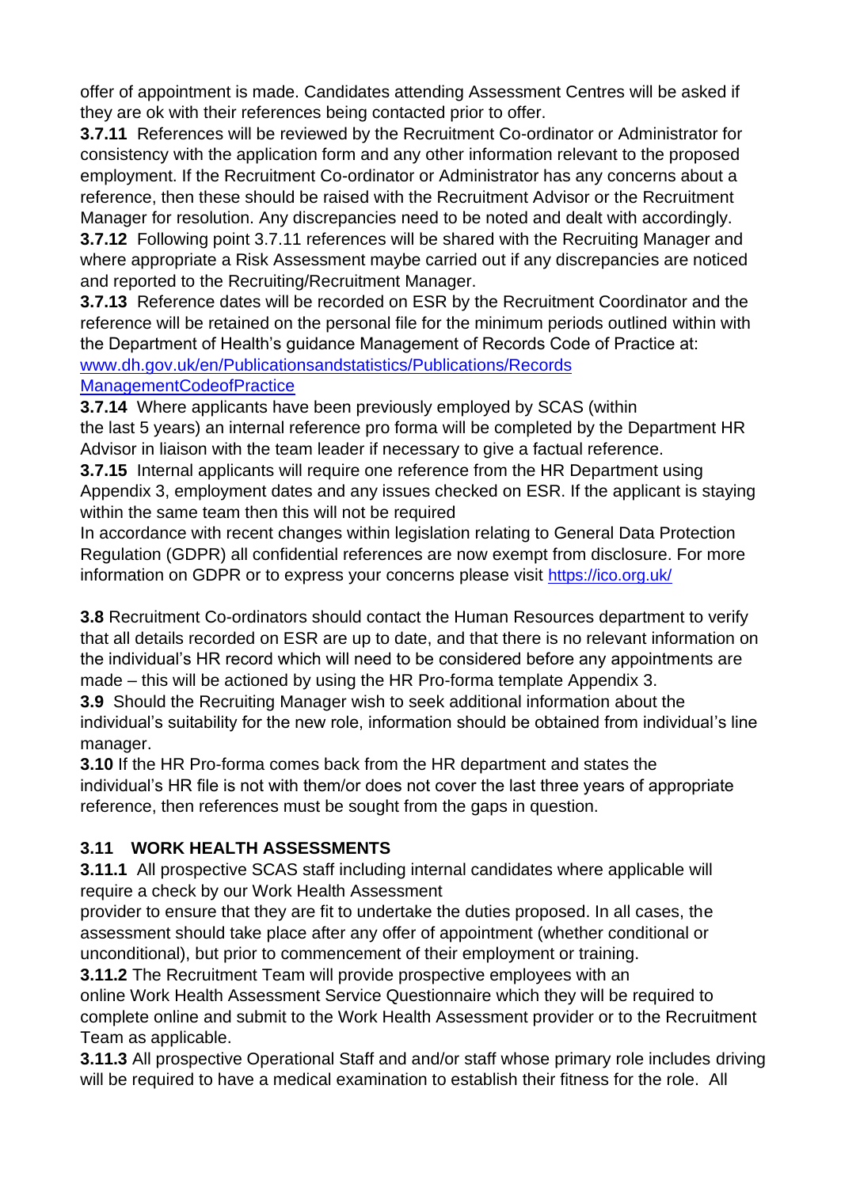offer of appointment is made. Candidates attending Assessment Centres will be asked if they are ok with their references being contacted prior to offer.

**3.7.11** References will be reviewed by the Recruitment Co-ordinator or Administrator for consistency with the application form and any other information relevant to the proposed employment. If the Recruitment Co-ordinator or Administrator has any concerns about a reference, then these should be raised with the Recruitment Advisor or the Recruitment Manager for resolution. Any discrepancies need to be noted and dealt with accordingly.

**3.7.12** Following point 3.7.11 references will be shared with the Recruiting Manager and where appropriate a Risk Assessment maybe carried out if any discrepancies are noticed and reported to the Recruiting/Recruitment Manager.

**3.7.13** Reference dates will be recorded on ESR by the Recruitment Coordinator and the reference will be retained on the personal file for the minimum periods outlined within with the Department of Health's guidance Management of Records Code of Practice at: [www.dh.gov.uk/en/Publicationsandstatistics/Publications/Records ManagementCodeofPractice](www.dh.gov.uk/en/Publicationsandstatistics/Publications/RecordsManagementCodeofPractice)

**3.7.14** Where applicants have been previously employed by SCAS (within the last 5 years) an internal reference pro forma will be completed by the Department HR Advisor in liaison with the team leader if necessary to give a factual reference.

**3.7.15** Internal applicants will require one reference from the HR Department using Appendix 3, employment dates and any issues checked on ESR. If the applicant is staying within the same team then this will not be required

In accordance with recent changes within legislation relating to General Data Protection Regulation (GDPR) all confidential references are now exempt from disclosure. For more information on GDPR or to express your concerns please visit [https://ico.org.uk/](https://ico.org.uk/)

**3.8** Recruitment Co-ordinators should contact the Human Resources department to verify that all details recorded on ESR are up to date, and that there is no relevant information on the individual's HR record which will need to be considered before any appointments are made – this will be actioned by using the HR Pro-forma template Appendix 3.

**3.9** Should the Recruiting Manager wish to seek additional information about the individual's suitability for the new role, information should be obtained from individual's line manager.

**3.10** If the HR Pro-forma comes back from the HR department and states the individual's HR file is not with them/or does not cover the last three years of appropriate reference, then references must be sought from the gaps in question.

## 3.11 WORK HEALTH ASSESSMENTS

**3.11.1** All prospective SCAS staff including internal candidates where applicable will require a check by our Work Health Assessment provider to ensure that they are fit to undertake the duties proposed. In all cases, the assessment should take place after any offer of appointment (whether conditional or unconditional), but prior to commencement of their employment or training.

**3.11.2** The Recruitment Team will provide prospective employees with an online Work Health Assessment Service Questionnaire which they will be required to complete online and submit to the Work Health Assessment provider or to the Recruitment Team as applicable.

**3.11.3** All prospective Operational Staff and and/or staff whose primary role includes driving will be required to have a medical examination to establish their fitness for the role. All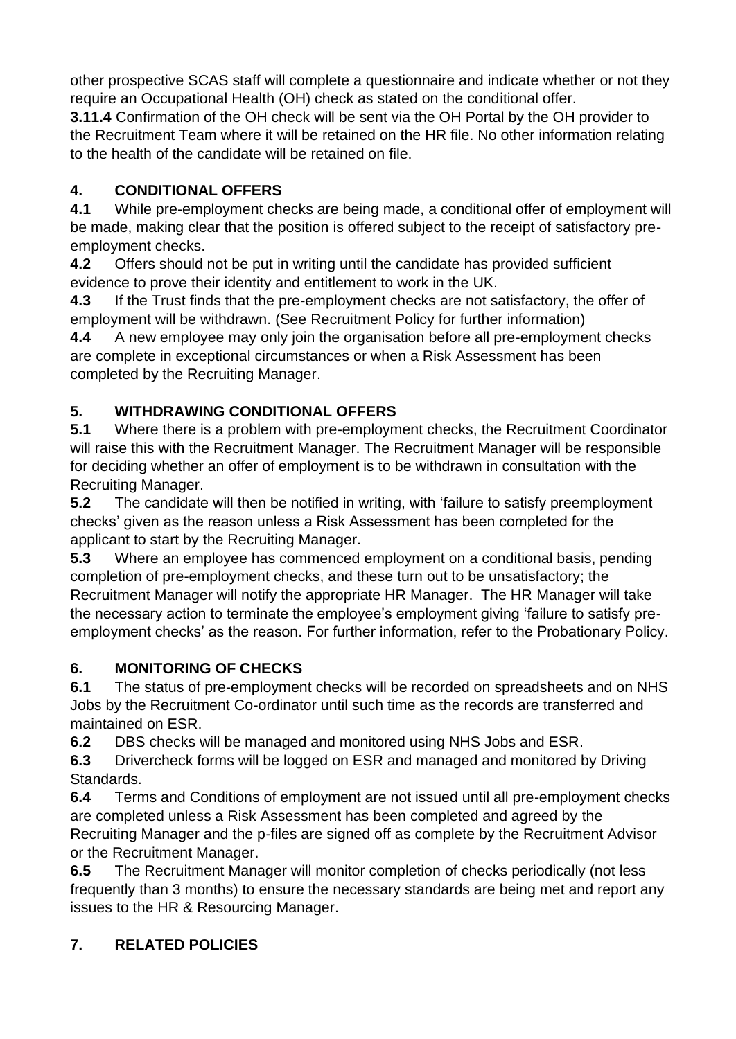other prospective SCAS staff will complete a questionnaire and indicate whether or not they require an Occupational Health (OH) check as stated on the conditional offer.

**3.11.4** Confirmation of the OH check will be sent via the OH Portal by the OH provider to the Recruitment Team where it will be retained on the HR file. No other information relating to the health of the candidate will be retained on file.

## 4. CONDITIONAL OFFERS

**4.1** While pre-employment checks are being made, a conditional offer of employment will be made, making clear that the position is offered subject to the receipt of satisfactory pre-employment checks.

**4.2** Offers should not be put in writing until the candidate has provided sufficient evidence to prove their identity and entitlement to work in the UK.

**4.3** If the Trust finds that the pre-employment checks are not satisfactory, the offer of employment will be withdrawn. (See Recruitment Policy for further information)

**4.4** A new employee may only join the organisation before all pre-employment checks are complete in exceptional circumstances or when a Risk Assessment has been completed by the Recruiting Manager.

## 5. WITHDRAWING CONDITIONAL OFFERS

**5.1** Where there is a problem with pre-employment checks, the Recruitment Coordinator will raise this with the Recruitment Manager. The Recruitment Manager will be responsible for deciding whether an offer of employment is to be withdrawn in consultation with the Recruiting Manager.

**5.2** The candidate will then be notified in writing, with 'failure to satisfy preemployment checks' given as the reason unless a Risk Assessment has been completed for the applicant to start by the Recruiting Manager.

**5.3** Where an employee has commenced employment on a conditional basis, pending completion of pre-employment checks, and these turn out to be unsatisfactory; the Recruitment Manager will notify the appropriate HR Manager. The HR Manager will take the necessary action to terminate the employee's employment giving 'failure to satisfy pre-employment checks' as the reason. For further information, refer to the Probationary Policy.

## 6. MONITORING OF CHECKS

**6.1** The status of pre-employment checks will be recorded on spreadsheets and on NHS Jobs by the Recruitment Co-ordinator until such time as the records are transferred and maintained on ESR.

**6.2** DBS checks will be managed and monitored using NHS Jobs and ESR.

**6.3** Drivercheck forms will be logged on ESR and managed and monitored by Driving Standards.

**6.4** Terms and Conditions of employment are not issued until all pre-employment checks are completed unless a Risk Assessment has been completed and agreed by the Recruiting Manager and the p-files are signed off as complete by the Recruitment Advisor or the Recruitment Manager.

**6.5** The Recruitment Manager will monitor completion of checks periodically (not less frequently than 3 months) to ensure the necessary standards are being met and report any issues to the HR & Resourcing Manager.

## 7. RELATED POLICIES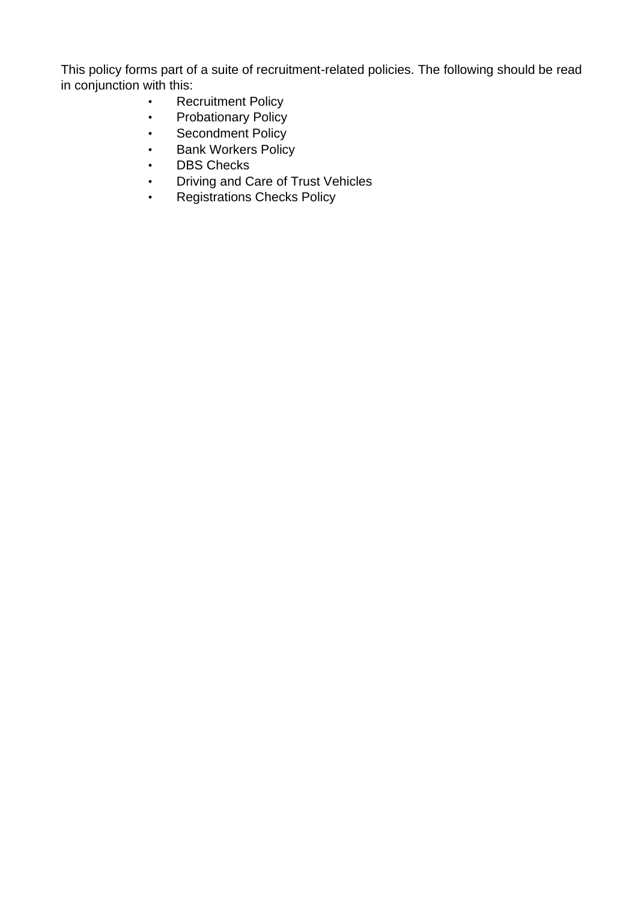This policy forms part of a suite of recruitment-related policies. The following should be read in conjunction with this:

- Recruitment Policy
- Probationary Policy
- Secondment Policy
- Bank Workers Policy
- DBS Checks
- Driving and Care of Trust Vehicles
- Registrations Checks Policy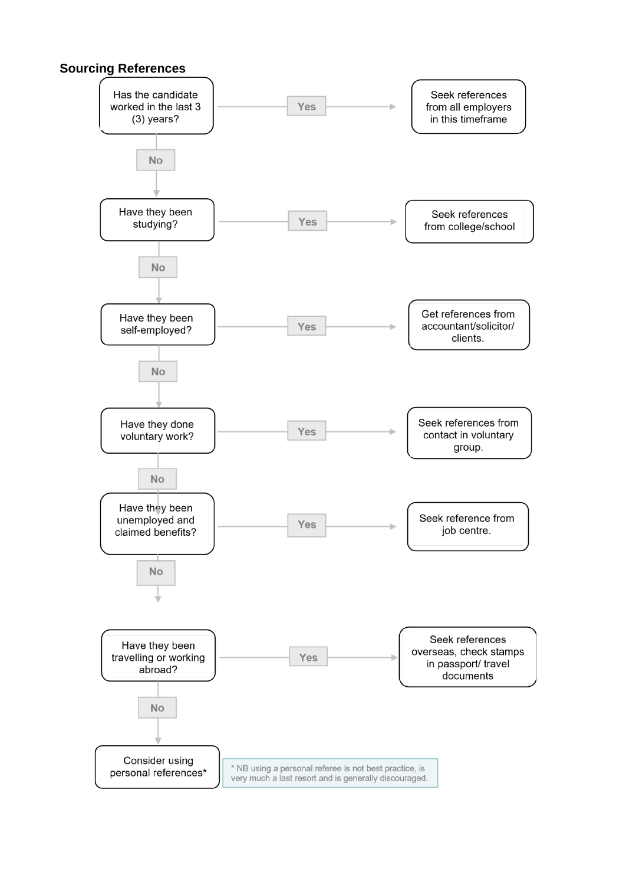## Sourcing References

Has the candidate worked in the last 3 (3) years? → Yes → Seek references from all employers in this timeframe

No ↓

Have they been studying? → Yes → Seek references from college/school

No ↓

Have they been self-employed? → Yes → Get references from accountant/solicitor/ clients.

No ↓

Have they done voluntary work? → Yes → Seek references from contact in voluntary group.

No ↓

Have they been unemployed and claimed benefits? → Yes → Seek reference from job centre.

No ↓

Have they been travelling or working abroad? → Yes → Seek references overseas, check stamps in passport/ travel documents

No ↓

Consider using personal references*

* NB using a personal referee is not best practice, is very much a last resort and is generally discouraged.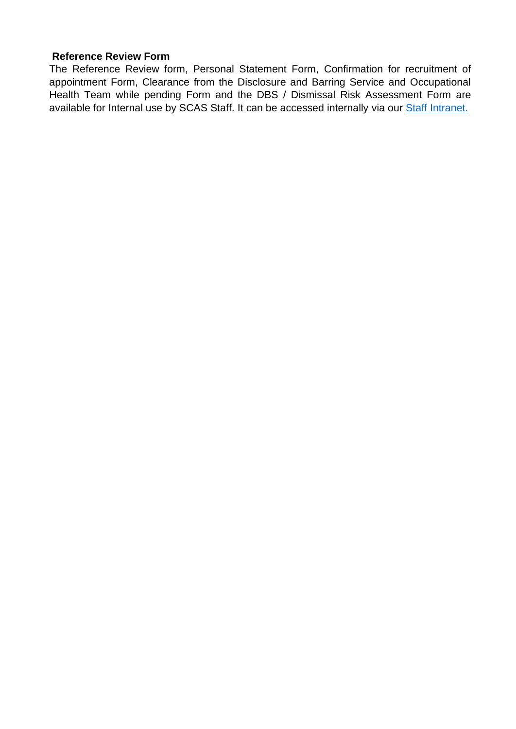### Reference Review Form

The Reference Review form, Personal Statement Form, Confirmation for recruitment of appointment Form, Clearance from the Disclosure and Barring Service and Occupational Health Team while pending Form and the DBS / Dismissal Risk Assessment Form are available for Internal use by SCAS Staff. It can be accessed internally via our [Staff Intranet.]()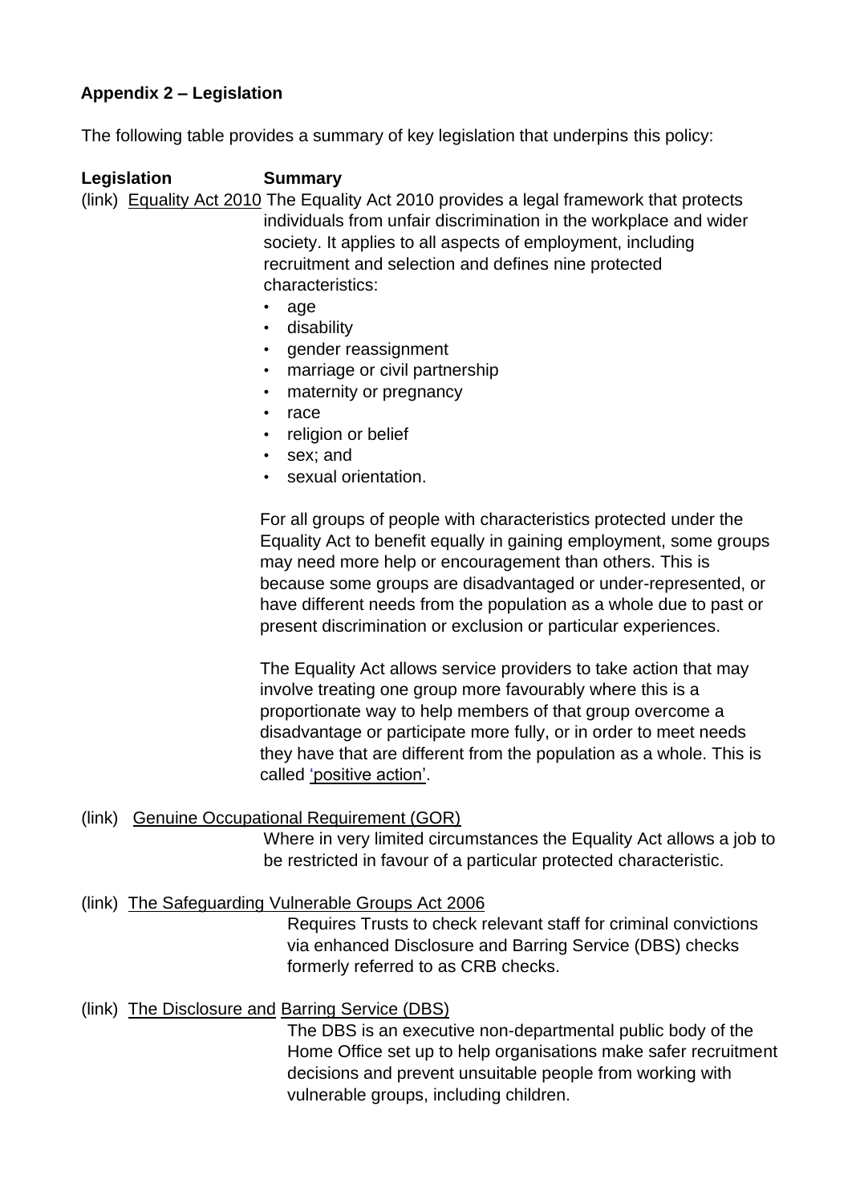**Appendix 2 – Legislation**

The following table provides a summary of key legislation that underpins this policy:

| Legislation | Summary |
|---|---|
| (link) Equality Act 2010 | The Equality Act 2010 provides a legal framework that protects individuals from unfair discrimination in the workplace and wider society. It applies to all aspects of employment, including recruitment and selection and defines nine protected characteristics:<br>• age<br>• disability<br>• gender reassignment<br>• marriage or civil partnership<br>• maternity or pregnancy<br>• race<br>• religion or belief<br>• sex; and<br>• sexual orientation.<br><br>For all groups of people with characteristics protected under the Equality Act to benefit equally in gaining employment, some groups may need more help or encouragement than others. This is because some groups are disadvantaged or under-represented, or have different needs from the population as a whole due to past or present discrimination or exclusion or particular experiences.<br><br>The Equality Act allows service providers to take action that may involve treating one group more favourably where this is a proportionate way to help members of that group overcome a disadvantage or participate more fully, or in order to meet needs they have that are different from the population as a whole. This is called 'positive action'. |
| (link) Genuine Occupational Requirement (GOR) | Where in very limited circumstances the Equality Act allows a job to be restricted in favour of a particular protected characteristic. |
| (link) The Safeguarding Vulnerable Groups Act 2006 | Requires Trusts to check relevant staff for criminal convictions via enhanced Disclosure and Barring Service (DBS) checks formerly referred to as CRB checks. |
| (link) The Disclosure and Barring Service (DBS) | The DBS is an executive non-departmental public body of the Home Office set up to help organisations make safer recruitment decisions and prevent unsuitable people from working with vulnerable groups, including children. |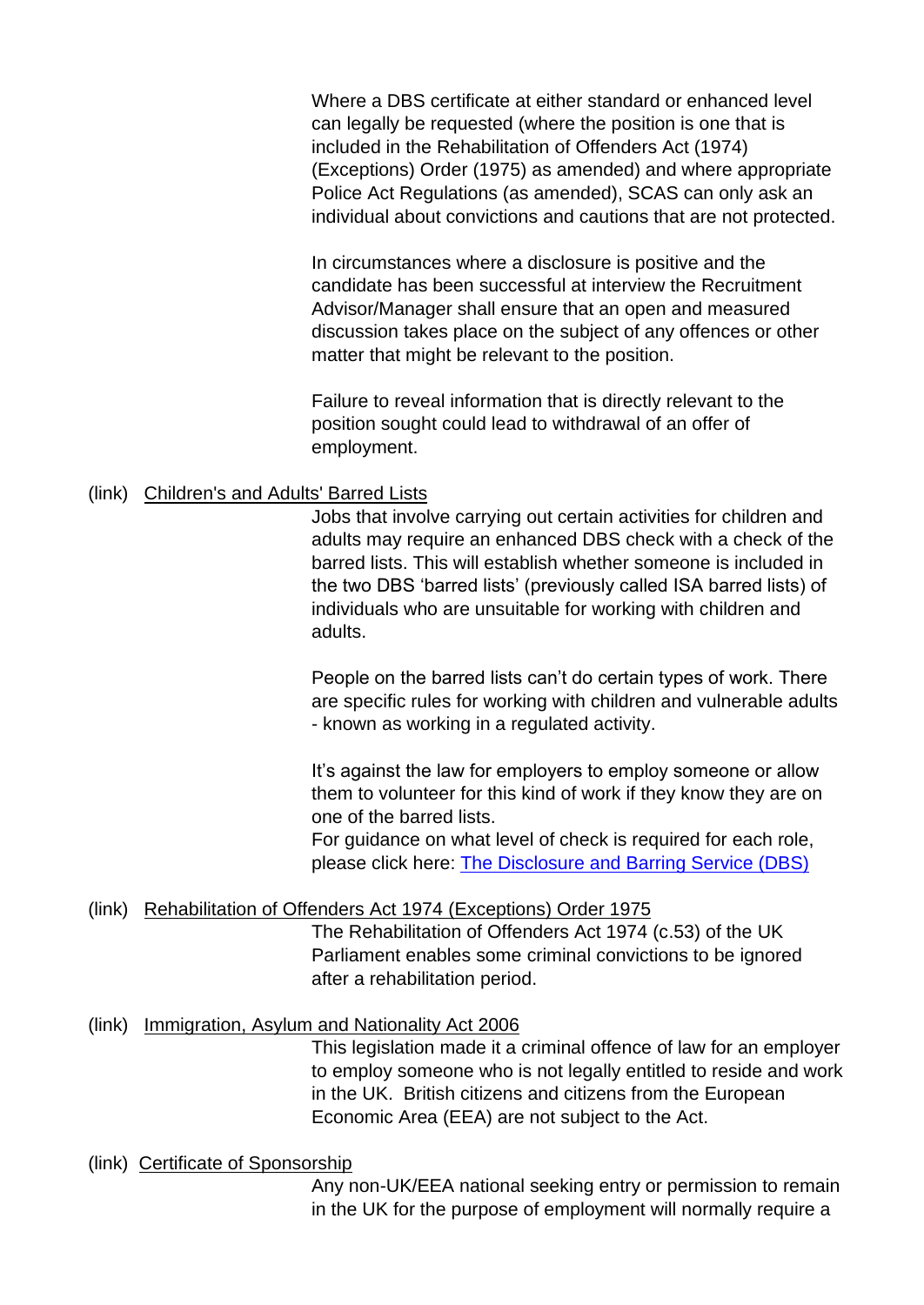Where a DBS certificate at either standard or enhanced level can legally be requested (where the position is one that is included in the Rehabilitation of Offenders Act (1974) (Exceptions) Order (1975) as amended) and where appropriate Police Act Regulations (as amended), SCAS can only ask an individual about convictions and cautions that are not protected.

In circumstances where a disclosure is positive and the candidate has been successful at interview the Recruitment Advisor/Manager shall ensure that an open and measured discussion takes place on the subject of any offences or other matter that might be relevant to the position.

Failure to reveal information that is directly relevant to the position sought could lead to withdrawal of an offer of employment.

(link) Children's and Adults' Barred Lists

Jobs that involve carrying out certain activities for children and adults may require an enhanced DBS check with a check of the barred lists. This will establish whether someone is included in the two DBS 'barred lists' (previously called ISA barred lists) of individuals who are unsuitable for working with children and adults.

People on the barred lists can't do certain types of work. There are specific rules for working with children and vulnerable adults - known as working in a regulated activity.

It's against the law for employers to employ someone or allow them to volunteer for this kind of work if they know they are on one of the barred lists.
For guidance on what level of check is required for each role, please click here: The Disclosure and Barring Service (DBS)

(link) Rehabilitation of Offenders Act 1974 (Exceptions) Order 1975

The Rehabilitation of Offenders Act 1974 (c.53) of the UK Parliament enables some criminal convictions to be ignored after a rehabilitation period.

(link) Immigration, Asylum and Nationality Act 2006

This legislation made it a criminal offence of law for an employer to employ someone who is not legally entitled to reside and work in the UK. British citizens and citizens from the European Economic Area (EEA) are not subject to the Act.

(link) Certificate of Sponsorship

Any non-UK/EEA national seeking entry or permission to remain in the UK for the purpose of employment will normally require a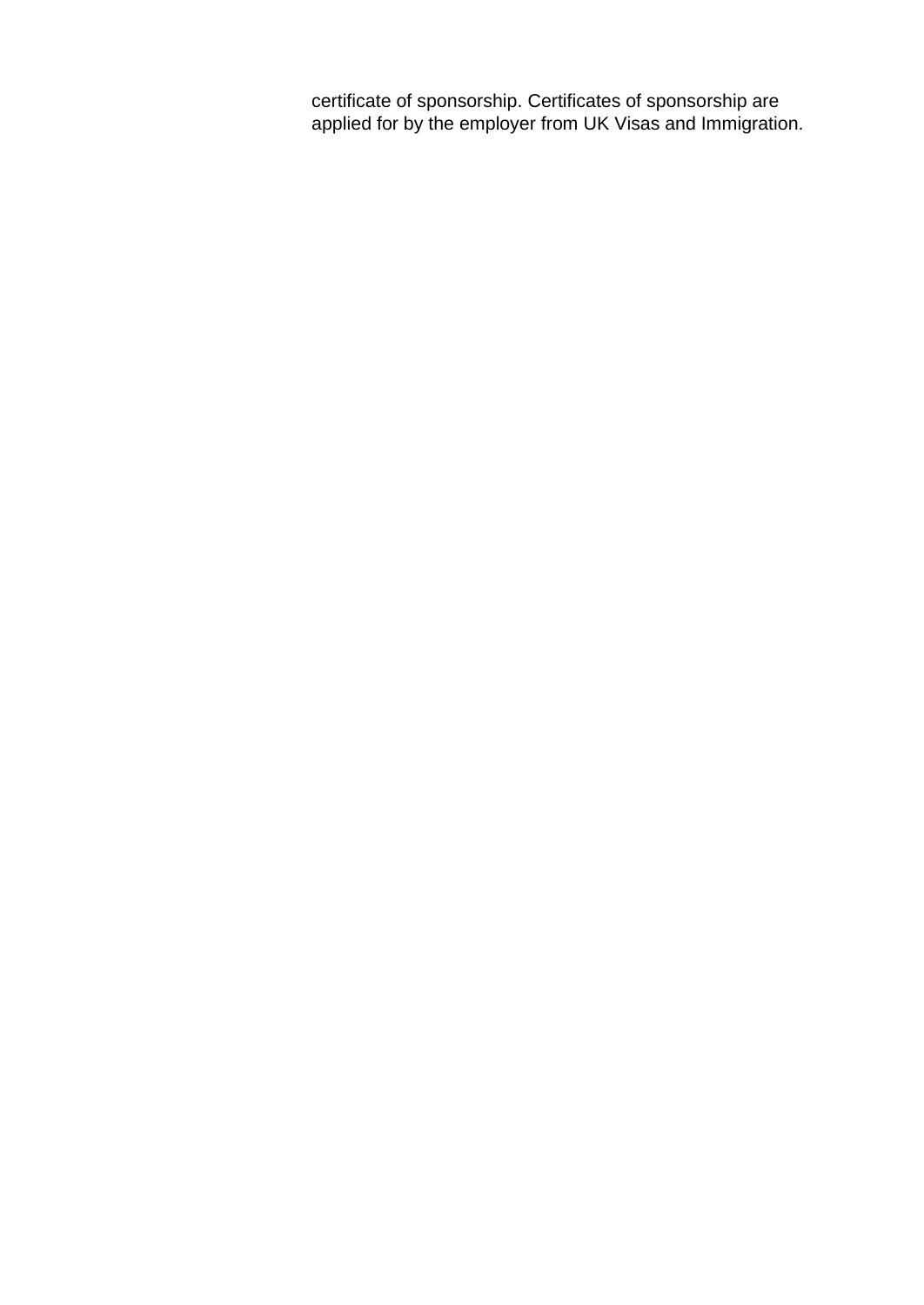certificate of sponsorship. Certificates of sponsorship are applied for by the employer from UK Visas and Immigration.